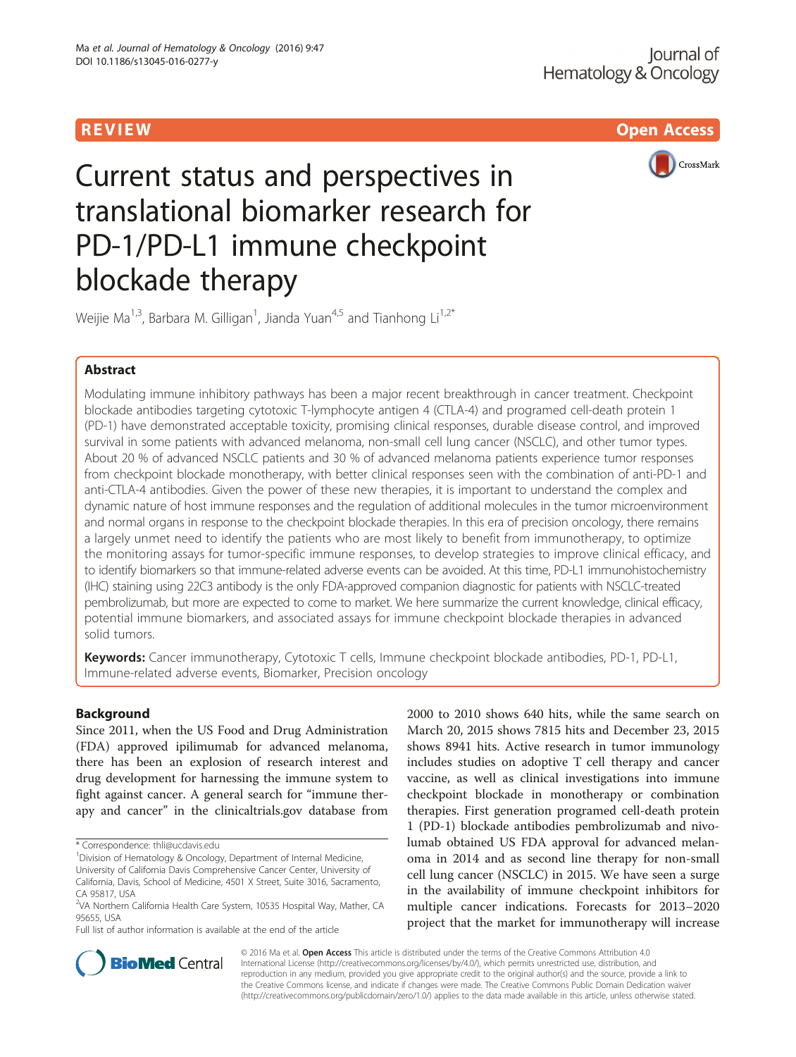REVIEW Open Access

# Current status and perspectives in translational biomarker research for PD-1/PD-L1 immune checkpoint blockade therapy

Weijie Ma[1,3], Barbara M. Gilligan[1], Jianda Yuan[4,5] and Tianhong Li[1,2*]

## Abstract

Modulating immune inhibitory pathways has been a major recent breakthrough in cancer treatment. Checkpoint blockade antibodies targeting cytotoxic T-lymphocyte antigen 4 (CTLA-4) and programed cell-death protein 1 (PD-1) have demonstrated acceptable toxicity, promising clinical responses, durable disease control, and improved survival in some patients with advanced melanoma, non-small cell lung cancer (NSCLC), and other tumor types. About 20 % of advanced NSCLC patients and 30 % of advanced melanoma patients experience tumor responses from checkpoint blockade monotherapy, with better clinical responses seen with the combination of anti-PD-1 and anti-CTLA-4 antibodies. Given the power of these new therapies, it is important to understand the complex and dynamic nature of host immune responses and the regulation of additional molecules in the tumor microenvironment and normal organs in response to the checkpoint blockade therapies. In this era of precision oncology, there remains a largely unmet need to identify the patients who are most likely to benefit from immunotherapy, to optimize the monitoring assays for tumor-specific immune responses, to develop strategies to improve clinical efficacy, and to identify biomarkers so that immune-related adverse events can be avoided. At this time, PD-L1 immunohistochemistry (IHC) staining using 22C3 antibody is the only FDA-approved companion diagnostic for patients with NSCLC-treated pembrolizumab, but more are expected to come to market. We here summarize the current knowledge, clinical efficacy, potential immune biomarkers, and associated assays for immune checkpoint blockade therapies in advanced solid tumors.

**Keywords:** Cancer immunotherapy, Cytotoxic T cells, Immune checkpoint blockade antibodies, PD-1, PD-L1, Immune-related adverse events, Biomarker, Precision oncology

## Background

Since 2011, when the US Food and Drug Administration (FDA) approved ipilimumab for advanced melanoma, there has been an explosion of research interest and drug development for harnessing the immune system to fight against cancer. A general search for "immune therapy and cancer" in the clinicaltrials.gov database from 2000 to 2010 shows 640 hits, while the same search on March 20, 2015 shows 7815 hits and December 23, 2015 shows 8941 hits. Active research in tumor immunology includes studies on adoptive T cell therapy and cancer vaccine, as well as clinical investigations into immune checkpoint blockade in monotherapy or combination therapies. First generation programed cell-death protein 1 (PD-1) blockade antibodies pembrolizumab and nivolumab obtained US FDA approval for advanced melanoma in 2014 and as second line therapy for non-small cell lung cancer (NSCLC) in 2015. We have seen a surge in the availability of immune checkpoint inhibitors for multiple cancer indications. Forecasts for 2013–2020 project that the market for immunotherapy will increase

\* Correspondence: thli@ucdavis.edu
[1]Division of Hematology & Oncology, Department of Internal Medicine, University of California Davis Comprehensive Cancer Center, University of California, Davis, School of Medicine, 4501 X Street, Suite 3016, Sacramento, CA 95817, USA
[2]VA Northern California Health Care System, 10535 Hospital Way, Mather, CA 95655, USA
Full list of author information is available at the end of the article

© 2016 Ma et al. **Open Access** This article is distributed under the terms of the Creative Commons Attribution 4.0 International License (http://creativecommons.org/licenses/by/4.0/), which permits unrestricted use, distribution, and reproduction in any medium, provided you give appropriate credit to the original author(s) and the source, provide a link to the Creative Commons license, and indicate if changes were made. The Creative Commons Public Domain Dedication waiver (http://creativecommons.org/publicdomain/zero/1.0/) applies to the data made available in this article, unless otherwise stated.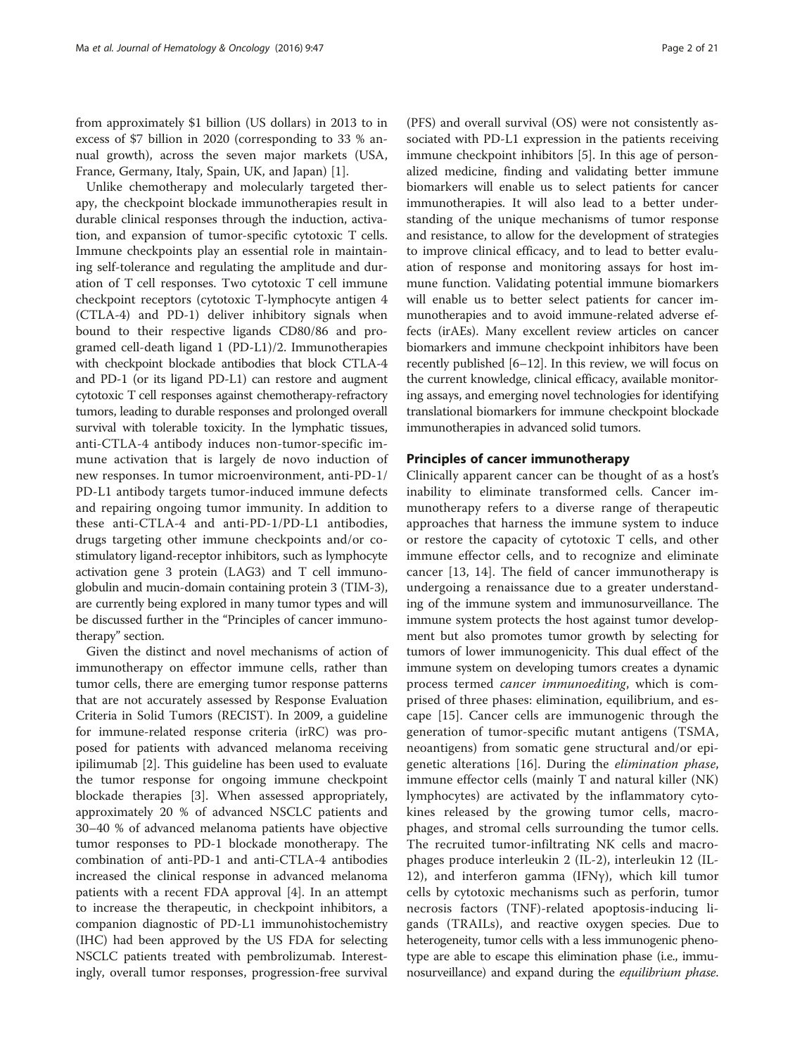from approximately $1 billion (US dollars) in 2013 to in excess of $7 billion in 2020 (corresponding to 33 % annual growth), across the seven major markets (USA, France, Germany, Italy, Spain, UK, and Japan) [1].

Unlike chemotherapy and molecularly targeted therapy, the checkpoint blockade immunotherapies result in durable clinical responses through the induction, activation, and expansion of tumor-specific cytotoxic T cells. Immune checkpoints play an essential role in maintaining self-tolerance and regulating the amplitude and duration of T cell responses. Two cytotoxic T cell immune checkpoint receptors (cytotoxic T-lymphocyte antigen 4 (CTLA-4) and PD-1) deliver inhibitory signals when bound to their respective ligands CD80/86 and programed cell-death ligand 1 (PD-L1)/2. Immunotherapies with checkpoint blockade antibodies that block CTLA-4 and PD-1 (or its ligand PD-L1) can restore and augment cytotoxic T cell responses against chemotherapy-refractory tumors, leading to durable responses and prolonged overall survival with tolerable toxicity. In the lymphatic tissues, anti-CTLA-4 antibody induces non-tumor-specific immune activation that is largely de novo induction of new responses. In tumor microenvironment, anti-PD-1/PD-L1 antibody targets tumor-induced immune defects and repairing ongoing tumor immunity. In addition to these anti-CTLA-4 and anti-PD-1/PD-L1 antibodies, drugs targeting other immune checkpoints and/or co-stimulatory ligand-receptor inhibitors, such as lymphocyte activation gene 3 protein (LAG3) and T cell immunoglobulin and mucin-domain containing protein 3 (TIM-3), are currently being explored in many tumor types and will be discussed further in the "Principles of cancer immunotherapy" section.

Given the distinct and novel mechanisms of action of immunotherapy on effector immune cells, rather than tumor cells, there are emerging tumor response patterns that are not accurately assessed by Response Evaluation Criteria in Solid Tumors (RECIST). In 2009, a guideline for immune-related response criteria (irRC) was proposed for patients with advanced melanoma receiving ipilimumab [2]. This guideline has been used to evaluate the tumor response for ongoing immune checkpoint blockade therapies [3]. When assessed appropriately, approximately 20 % of advanced NSCLC patients and 30–40 % of advanced melanoma patients have objective tumor responses to PD-1 blockade monotherapy. The combination of anti-PD-1 and anti-CTLA-4 antibodies increased the clinical response in advanced melanoma patients with a recent FDA approval [4]. In an attempt to increase the therapeutic, in checkpoint inhibitors, a companion diagnostic of PD-L1 immunohistochemistry (IHC) had been approved by the US FDA for selecting NSCLC patients treated with pembrolizumab. Interestingly, overall tumor responses, progression-free survival (PFS) and overall survival (OS) were not consistently associated with PD-L1 expression in the patients receiving immune checkpoint inhibitors [5]. In this age of personalized medicine, finding and validating better immune biomarkers will enable us to select patients for cancer immunotherapies. It will also lead to a better understanding of the unique mechanisms of tumor response and resistance, to allow for the development of strategies to improve clinical efficacy, and to lead to better evaluation of response and monitoring assays for host immune function. Validating potential immune biomarkers will enable us to better select patients for cancer immunotherapies and to avoid immune-related adverse effects (irAEs). Many excellent review articles on cancer biomarkers and immune checkpoint inhibitors have been recently published [6–12]. In this review, we will focus on the current knowledge, clinical efficacy, available monitoring assays, and emerging novel technologies for identifying translational biomarkers for immune checkpoint blockade immunotherapies in advanced solid tumors.

## Principles of cancer immunotherapy

Clinically apparent cancer can be thought of as a host's inability to eliminate transformed cells. Cancer immunotherapy refers to a diverse range of therapeutic approaches that harness the immune system to induce or restore the capacity of cytotoxic T cells, and other immune effector cells, and to recognize and eliminate cancer [13, 14]. The field of cancer immunotherapy is undergoing a renaissance due to a greater understanding of the immune system and immunosurveillance. The immune system protects the host against tumor development but also promotes tumor growth by selecting for tumors of lower immunogenicity. This dual effect of the immune system on developing tumors creates a dynamic process termed *cancer immunoediting*, which is comprised of three phases: elimination, equilibrium, and escape [15]. Cancer cells are immunogenic through the generation of tumor-specific mutant antigens (TSMA, neoantigens) from somatic gene structural and/or epigenetic alterations [16]. During the *elimination phase*, immune effector cells (mainly T and natural killer (NK) lymphocytes) are activated by the inflammatory cytokines released by the growing tumor cells, macrophages, and stromal cells surrounding the tumor cells. The recruited tumor-infiltrating NK cells and macrophages produce interleukin 2 (IL-2), interleukin 12 (IL-12), and interferon gamma (IFNγ), which kill tumor cells by cytotoxic mechanisms such as perforin, tumor necrosis factors (TNF)-related apoptosis-inducing ligands (TRAILs), and reactive oxygen species. Due to heterogeneity, tumor cells with a less immunogenic phenotype are able to escape this elimination phase (i.e., immunosurveillance) and expand during the *equilibrium phase*.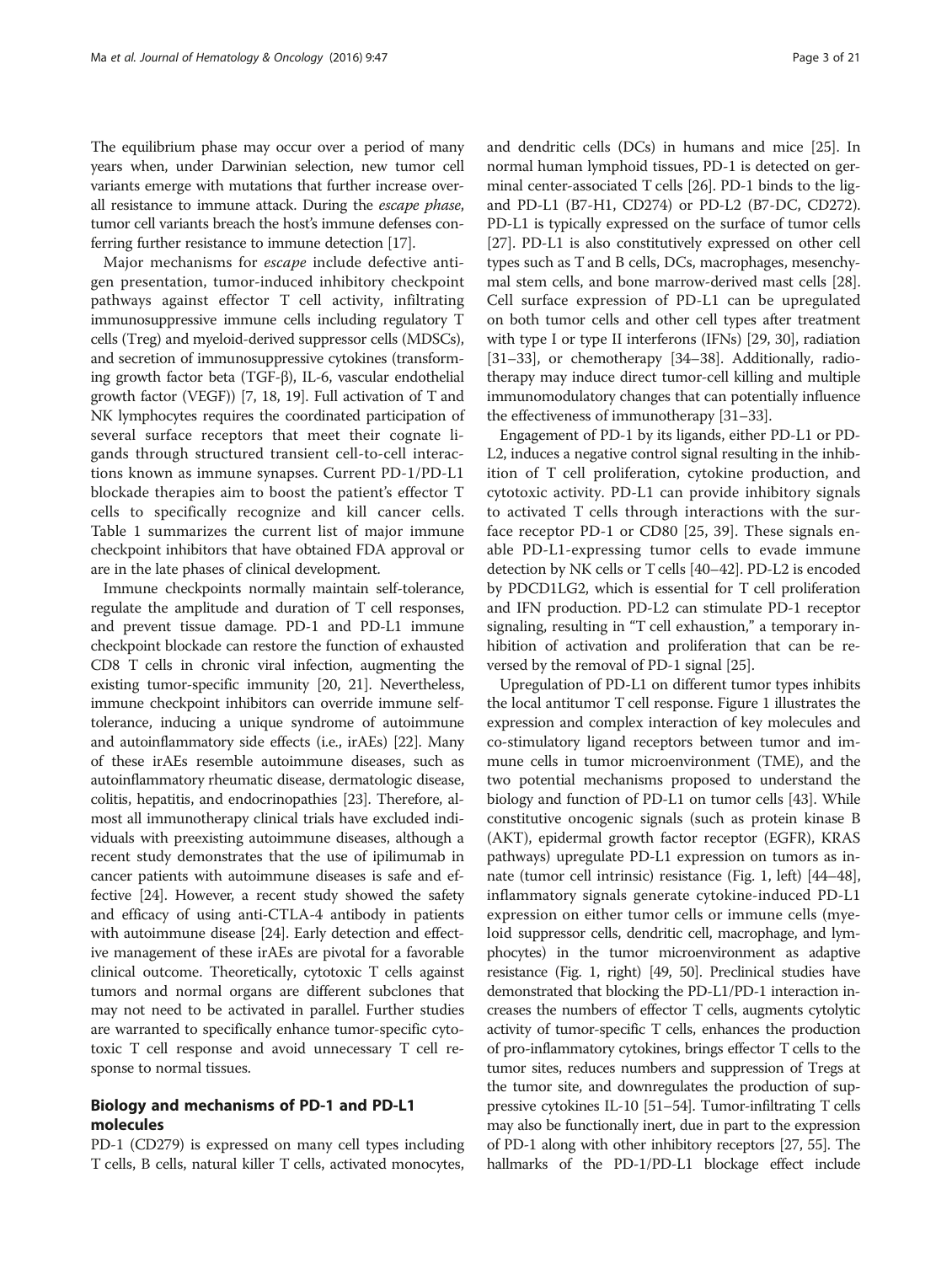The equilibrium phase may occur over a period of many years when, under Darwinian selection, new tumor cell variants emerge with mutations that further increase overall resistance to immune attack. During the *escape phase*, tumor cell variants breach the host's immune defenses conferring further resistance to immune detection [17].

Major mechanisms for *escape* include defective antigen presentation, tumor-induced inhibitory checkpoint pathways against effector T cell activity, infiltrating immunosuppressive immune cells including regulatory T cells (Treg) and myeloid-derived suppressor cells (MDSCs), and secretion of immunosuppressive cytokines (transforming growth factor beta (TGF-β), IL-6, vascular endothelial growth factor (VEGF)) [7, 18, 19]. Full activation of T and NK lymphocytes requires the coordinated participation of several surface receptors that meet their cognate ligands through structured transient cell-to-cell interactions known as immune synapses. Current PD-1/PD-L1 blockade therapies aim to boost the patient's effector T cells to specifically recognize and kill cancer cells. Table 1 summarizes the current list of major immune checkpoint inhibitors that have obtained FDA approval or are in the late phases of clinical development.

Immune checkpoints normally maintain self-tolerance, regulate the amplitude and duration of T cell responses, and prevent tissue damage. PD-1 and PD-L1 immune checkpoint blockade can restore the function of exhausted CD8 T cells in chronic viral infection, augmenting the existing tumor-specific immunity [20, 21]. Nevertheless, immune checkpoint inhibitors can override immune self-tolerance, inducing a unique syndrome of autoimmune and autoinflammatory side effects (i.e., irAEs) [22]. Many of these irAEs resemble autoimmune diseases, such as autoinflammatory rheumatic disease, dermatologic disease, colitis, hepatitis, and endocrinopathies [23]. Therefore, almost all immunotherapy clinical trials have excluded individuals with preexisting autoimmune diseases, although a recent study demonstrates that the use of ipilimumab in cancer patients with autoimmune diseases is safe and effective [24]. However, a recent study showed the safety and efficacy of using anti-CTLA-4 antibody in patients with autoimmune disease [24]. Early detection and effective management of these irAEs are pivotal for a favorable clinical outcome. Theoretically, cytotoxic T cells against tumors and normal organs are different subclones that may not need to be activated in parallel. Further studies are warranted to specifically enhance tumor-specific cytotoxic T cell response and avoid unnecessary T cell response to normal tissues.

## Biology and mechanisms of PD-1 and PD-L1 molecules

PD-1 (CD279) is expressed on many cell types including T cells, B cells, natural killer T cells, activated monocytes, and dendritic cells (DCs) in humans and mice [25]. In normal human lymphoid tissues, PD-1 is detected on germinal center-associated T cells [26]. PD-1 binds to the ligand PD-L1 (B7-H1, CD274) or PD-L2 (B7-DC, CD272). PD-L1 is typically expressed on the surface of tumor cells [27]. PD-L1 is also constitutively expressed on other cell types such as T and B cells, DCs, macrophages, mesenchymal stem cells, and bone marrow-derived mast cells [28]. Cell surface expression of PD-L1 can be upregulated on both tumor cells and other cell types after treatment with type I or type II interferons (IFNs) [29, 30], radiation [31–33], or chemotherapy [34–38]. Additionally, radiotherapy may induce direct tumor-cell killing and multiple immunomodulatory changes that can potentially influence the effectiveness of immunotherapy [31–33].

Engagement of PD-1 by its ligands, either PD-L1 or PD-L2, induces a negative control signal resulting in the inhibition of T cell proliferation, cytokine production, and cytotoxic activity. PD-L1 can provide inhibitory signals to activated T cells through interactions with the surface receptor PD-1 or CD80 [25, 39]. These signals enable PD-L1-expressing tumor cells to evade immune detection by NK cells or T cells [40–42]. PD-L2 is encoded by PDCD1LG2, which is essential for T cell proliferation and IFN production. PD-L2 can stimulate PD-1 receptor signaling, resulting in "T cell exhaustion," a temporary inhibition of activation and proliferation that can be reversed by the removal of PD-1 signal [25].

Upregulation of PD-L1 on different tumor types inhibits the local antitumor T cell response. Figure 1 illustrates the expression and complex interaction of key molecules and co-stimulatory ligand receptors between tumor and immune cells in tumor microenvironment (TME), and the two potential mechanisms proposed to understand the biology and function of PD-L1 on tumor cells [43]. While constitutive oncogenic signals (such as protein kinase B (AKT), epidermal growth factor receptor (EGFR), KRAS pathways) upregulate PD-L1 expression on tumors as innate (tumor cell intrinsic) resistance (Fig. 1, left) [44–48], inflammatory signals generate cytokine-induced PD-L1 expression on either tumor cells or immune cells (myeloid suppressor cells, dendritic cell, macrophage, and lymphocytes) in the tumor microenvironment as adaptive resistance (Fig. 1, right) [49, 50]. Preclinical studies have demonstrated that blocking the PD-L1/PD-1 interaction increases the numbers of effector T cells, augments cytolytic activity of tumor-specific T cells, enhances the production of pro-inflammatory cytokines, brings effector T cells to the tumor sites, reduces numbers and suppression of Tregs at the tumor site, and downregulates the production of suppressive cytokines IL-10 [51–54]. Tumor-infiltrating T cells may also be functionally inert, due in part to the expression of PD-1 along with other inhibitory receptors [27, 55]. The hallmarks of the PD-1/PD-L1 blockage effect include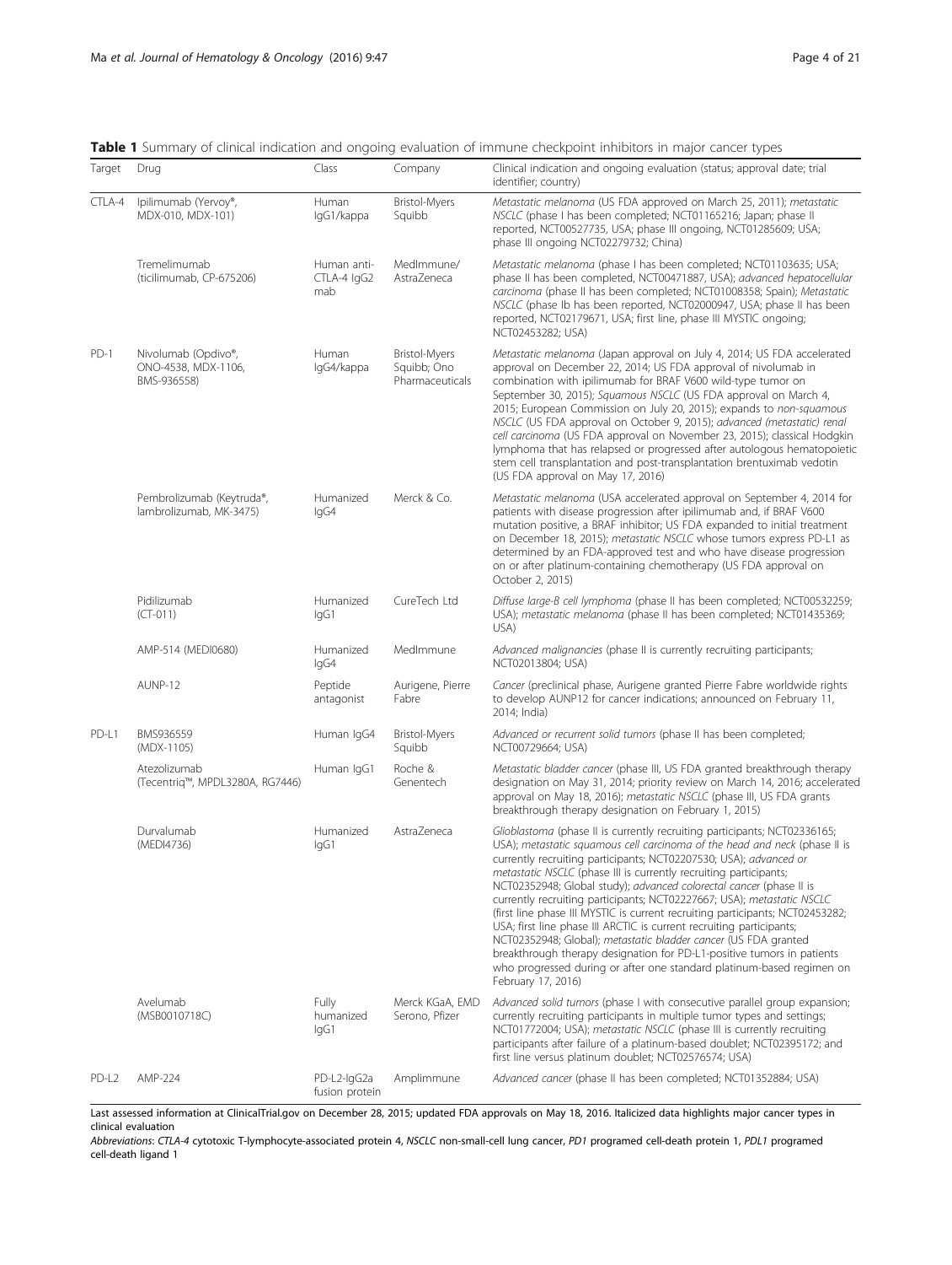**Table 1** Summary of clinical indication and ongoing evaluation of immune checkpoint inhibitors in major cancer types

| Target | Drug | Class | Company | Clinical indication and ongoing evaluation (status; approval date; trial identifier; country) |
|---|---|---|---|---|
| CTLA-4 | Ipilimumab (Yervoy®, MDX-010, MDX-101) | Human IgG1/kappa | Bristol-Myers Squibb | *Metastatic melanoma* (US FDA approved on March 25, 2011); *metastatic NSCLC* (phase I has been completed; NCT01165216; Japan; phase II reported, NCT00527735, USA; phase III ongoing, NCT01285609; USA; phase III ongoing NCT02279732; China) |
| | Tremelimumab (ticilimumab, CP-675206) | Human anti-CTLA-4 IgG2 mab | MedImmune/ AstraZeneca | *Metastatic melanoma* (phase I has been completed; NCT01103635; USA; phase II has been completed, NCT00471887, USA); *advanced hepatocellular carcinoma* (phase II has been completed; NCT01008358; Spain); *Metastatic NSCLC* (phase Ib has been reported, NCT02000947, USA; phase II has been reported, NCT02179671, USA; first line, phase III MYSTIC ongoing; NCT02453282; USA) |
| PD-1 | Nivolumab (Opdivo®, ONO-4538, MDX-1106, BMS-936558) | Human IgG4/kappa | Bristol-Myers Squibb; Ono Pharmaceuticals | *Metastatic melanoma* (Japan approval on July 4, 2014; US FDA accelerated approval on December 22, 2014; US FDA approval of nivolumab in combination with ipilimumab for BRAF V600 wild-type tumor on September 30, 2015); *Squamous NSCLC* (US FDA approval on March 4, 2015; European Commission on July 20, 2015); expands to *non-squamous NSCLC* (US FDA approval on October 9, 2015); *advanced (metastatic) renal cell carcinoma* (US FDA approval on November 23, 2015); classical Hodgkin lymphoma that has relapsed or progressed after autologous hematopoietic stem cell transplantation and post-transplantation brentuximab vedotin (US FDA approval on May 17, 2016) |
| | Pembrolizumab (Keytruda®, lambrolizumab, MK-3475) | Humanized IgG4 | Merck & Co. | *Metastatic melanoma* (USA accelerated approval on September 4, 2014 for patients with disease progression after ipilimumab and, if BRAF V600 mutation positive, a BRAF inhibitor; US FDA expanded to initial treatment on December 18, 2015); *metastatic NSCLC* whose tumors express PD-L1 as determined by an FDA-approved test and who have disease progression on or after platinum-containing chemotherapy (US FDA approval on October 2, 2015) |
| | Pidilizumab (CT-011) | Humanized IgG1 | CureTech Ltd | *Diffuse large-B cell lymphoma* (phase II has been completed; NCT00532259; USA); *metastatic melanoma* (phase II has been completed; NCT01435369; USA) |
| | AMP-514 (MEDI0680) | Humanized IgG4 | MedImmune | *Advanced malignancies* (phase II is currently recruiting participants; NCT02013804; USA) |
| | AUNP-12 | Peptide antagonist | Aurigene, Pierre Fabre | *Cancer* (preclinical phase, Aurigene granted Pierre Fabre worldwide rights to develop AUNP12 for cancer indications; announced on February 11, 2014; India) |
| PD-L1 | BMS936559 (MDX-1105) | Human IgG4 | Bristol-Myers Squibb | *Advanced or recurrent solid tumors* (phase II has been completed; NCT00729664; USA) |
| | Atezolizumab (Tecentriq™, MPDL3280A, RG7446) | Human IgG1 | Roche & Genentech | *Metastatic bladder cancer* (phase III, US FDA granted breakthrough therapy designation on May 31, 2014; priority review on March 14, 2016; accelerated approval on May 18, 2016); *metastatic NSCLC* (phase III, US FDA grants breakthrough therapy designation on February 1, 2015) |
| | Durvalumab (MEDI4736) | Humanized IgG1 | AstraZeneca | *Glioblastoma* (phase II is currently recruiting participants; NCT02336165; USA); *metastatic squamous cell carcinoma of the head and neck* (phase II is currently recruiting participants; NCT02207530; USA); *advanced or metastatic NSCLC* (phase III is currently recruiting participants; NCT02352948; Global study); *advanced colorectal cancer* (phase II is currently recruiting participants; NCT02227667; USA); *metastatic NSCLC* (first line phase III MYSTIC is current recruiting participants; NCT02453282; USA; first line phase III ARCTIC is current recruiting participants; NCT02352948; Global); *metastatic bladder cancer* (US FDA granted breakthrough therapy designation for PD-L1-positive tumors in patients who progressed during or after one standard platinum-based regimen on February 17, 2016) |
| | Avelumab (MSB0010718C) | Fully humanized IgG1 | Merck KGaA, EMD Serono, Pfizer | *Advanced solid tumors* (phase I with consecutive parallel group expansion; currently recruiting participants in multiple tumor types and settings; NCT01772004; USA); *metastatic NSCLC* (phase III is currently recruiting participants after failure of a platinum-based doublet; NCT02395172; and first line versus platinum doublet; NCT02576574; USA) |
| PD-L2 | AMP-224 | PD-L2-IgG2a fusion protein | Amplimmune | *Advanced cancer* (phase II has been completed; NCT01352884; USA) |

Last assessed information at ClinicalTrial.gov on December 28, 2015; updated FDA approvals on May 18, 2016. Italicized data highlights major cancer types in clinical evaluation

*Abbreviations*: *CTLA-4* cytotoxic T-lymphocyte-associated protein 4, *NSCLC* non-small-cell lung cancer, *PD1* programed cell-death protein 1, *PDL1* programed cell-death ligand 1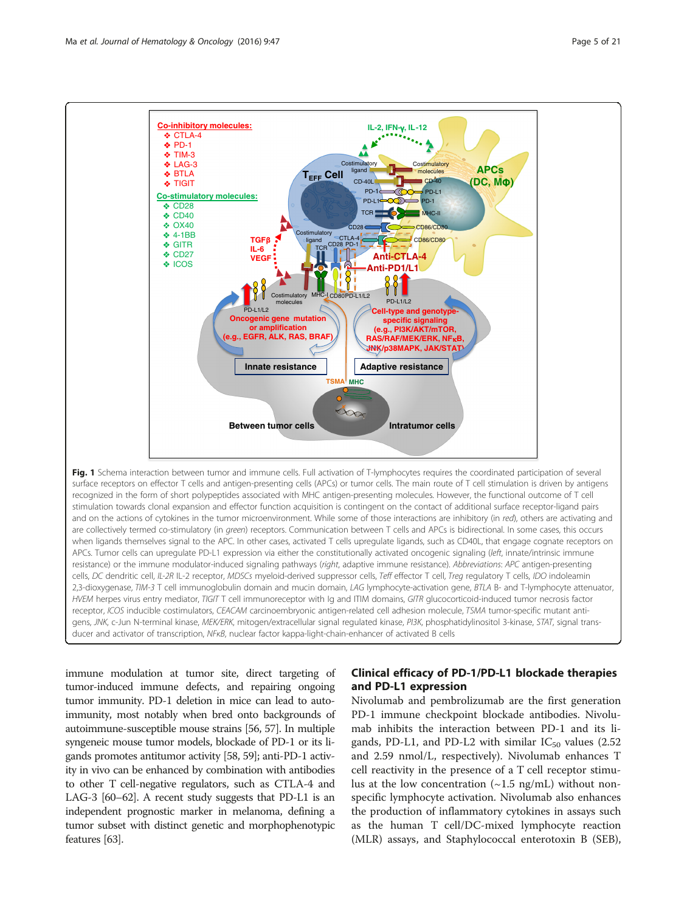**Fig. 1** Schema interaction between tumor and immune cells. Full activation of T-lymphocytes requires the coordinated participation of several surface receptors on effector T cells and antigen-presenting cells (APCs) or tumor cells. The main route of T cell stimulation is driven by antigens recognized in the form of short polypeptides associated with MHC antigen-presenting molecules. However, the functional outcome of T cell stimulation towards clonal expansion and effector function acquisition is contingent on the contact of additional surface receptor-ligand pairs and on the actions of cytokines in the tumor microenvironment. While some of those interactions are inhibitory (in *red*), others are activating and are collectively termed co-stimulatory (in *green*) receptors. Communication between T cells and APCs is bidirectional. In some cases, this occurs when ligands themselves signal to the APC. In other cases, activated T cells upregulate ligands, such as CD40L, that engage cognate receptors on APCs. Tumor cells can upregulate PD-L1 expression via either the constitutionally activated oncogenic signaling (*left*, innate/intrinsic immune resistance) or the immune modulator-induced signaling pathways (*right*, adaptive immune resistance). *Abbreviations*: *APC* antigen-presenting cells, *DC* dendritic cell, *IL-2R* IL-2 receptor, *MDSCs* myeloid-derived suppressor cells, *Teff* effector T cell, *Treg* regulatory T cells, *IDO* indoleamin 2,3-dioxygenase, *TIM-3* T cell immunoglobulin domain and mucin domain, *LAG* lymphocyte-activation gene, *BTLA* B- and T-lymphocyte attenuator, *HVEM* herpes virus entry mediator, *TIGIT* T cell immunoreceptor with Ig and ITIM domains, *GITR* glucocorticoid-induced tumor necrosis factor receptor, *ICOS* inducible costimulators, *CEACAM* carcinoembryonic antigen-related cell adhesion molecule, *TSMA* tumor-specific mutant antigens, *JNK*, c-Jun N-terminal kinase, *MEK/ERK*, mitogen/extracellular signal regulated kinase, *PI3K*, phosphatidylinositol 3-kinase, *STAT*, signal transducer and activator of transcription, *NFκB*, nuclear factor kappa-light-chain-enhancer of activated B cells

immune modulation at tumor site, direct targeting of tumor-induced immune defects, and repairing ongoing tumor immunity. PD-1 deletion in mice can lead to autoimmunity, most notably when bred onto backgrounds of autoimmune-susceptible mouse strains [56, 57]. In multiple syngeneic mouse tumor models, blockade of PD-1 or its ligands promotes antitumor activity [58, 59]; anti-PD-1 activity in vivo can be enhanced by combination with antibodies to other T cell-negative regulators, such as CTLA-4 and LAG-3 [60–62]. A recent study suggests that PD-L1 is an independent prognostic marker in melanoma, defining a tumor subset with distinct genetic and morphophenotypic features [63].

## Clinical efficacy of PD-1/PD-L1 blockade therapies and PD-L1 expression

Nivolumab and pembrolizumab are the first generation PD-1 immune checkpoint blockade antibodies. Nivolumab inhibits the interaction between PD-1 and its ligands, PD-L1, and PD-L2 with similar $IC_{50}$ values (2.52 and 2.59 nmol/L, respectively). Nivolumab enhances T cell reactivity in the presence of a T cell receptor stimulus at the low concentration (~1.5 ng/mL) without nonspecific lymphocyte activation. Nivolumab also enhances the production of inflammatory cytokines in assays such as the human T cell/DC-mixed lymphocyte reaction (MLR) assays, and Staphylococcal enterotoxin B (SEB),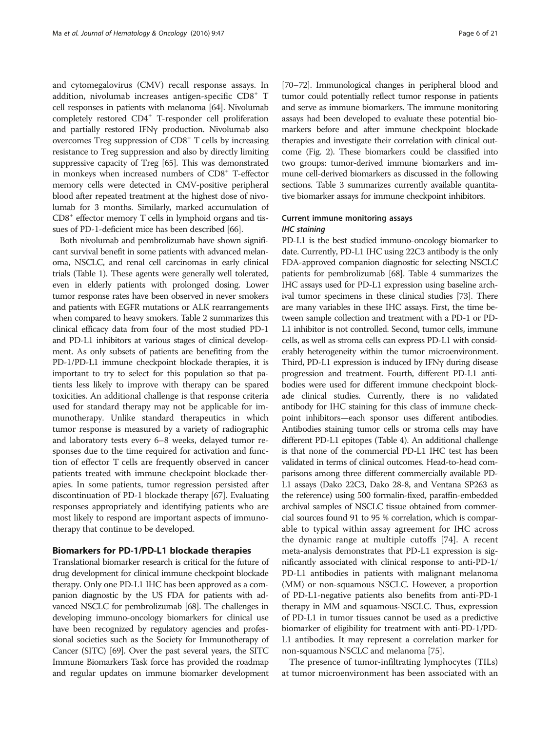and cytomegalovirus (CMV) recall response assays. In addition, nivolumab increases antigen-specific $CD8^+$ T cell responses in patients with melanoma [64]. Nivolumab completely restored $CD4^+$ T-responder cell proliferation and partially restored IFNγ production. Nivolumab also overcomes Treg suppression of $CD8^+$ T cells by increasing resistance to Treg suppression and also by directly limiting suppressive capacity of Treg [65]. This was demonstrated in monkeys when increased numbers of $CD8^+$ T-effector memory cells were detected in CMV-positive peripheral blood after repeated treatment at the highest dose of nivolumab for 3 months. Similarly, marked accumulation of $CD8^+$ effector memory T cells in lymphoid organs and tissues of PD-1-deficient mice has been described [66].

Both nivolumab and pembrolizumab have shown significant survival benefit in some patients with advanced melanoma, NSCLC, and renal cell carcinomas in early clinical trials (Table 1). These agents were generally well tolerated, even in elderly patients with prolonged dosing. Lower tumor response rates have been observed in never smokers and patients with EGFR mutations or ALK rearrangements when compared to heavy smokers. Table 2 summarizes this clinical efficacy data from four of the most studied PD-1 and PD-L1 inhibitors at various stages of clinical development. As only subsets of patients are benefiting from the PD-1/PD-L1 immune checkpoint blockade therapies, it is important to try to select for this population so that patients less likely to improve with therapy can be spared toxicities. An additional challenge is that response criteria used for standard therapy may not be applicable for immunotherapy. Unlike standard therapeutics in which tumor response is measured by a variety of radiographic and laboratory tests every 6–8 weeks, delayed tumor responses due to the time required for activation and function of effector T cells are frequently observed in cancer patients treated with immune checkpoint blockade therapies. In some patients, tumor regression persisted after discontinuation of PD-1 blockade therapy [67]. Evaluating responses appropriately and identifying patients who are most likely to respond are important aspects of immunotherapy that continue to be developed.

## Biomarkers for PD-1/PD-L1 blockade therapies

Translational biomarker research is critical for the future of drug development for clinical immune checkpoint blockade therapy. Only one PD-L1 IHC has been approved as a companion diagnostic by the US FDA for patients with advanced NSCLC for pembrolizumab [68]. The challenges in developing immuno-oncology biomarkers for clinical use have been recognized by regulatory agencies and professional societies such as the Society for Immunotherapy of Cancer (SITC) [69]. Over the past several years, the SITC Immune Biomarkers Task force has provided the roadmap and regular updates on immune biomarker development [70–72]. Immunological changes in peripheral blood and tumor could potentially reflect tumor response in patients and serve as immune biomarkers. The immune monitoring assays had been developed to evaluate these potential biomarkers before and after immune checkpoint blockade therapies and investigate their correlation with clinical outcome (Fig. 2). These biomarkers could be classified into two groups: tumor-derived immune biomarkers and immune cell-derived biomarkers as discussed in the following sections. Table 3 summarizes currently available quantitative biomarker assays for immune checkpoint inhibitors.

### Current immune monitoring assays

#### *IHC staining*

PD-L1 is the best studied immuno-oncology biomarker to date. Currently, PD-L1 IHC using 22C3 antibody is the only FDA-approved companion diagnostic for selecting NSCLC patients for pembrolizumab [68]. Table 4 summarizes the IHC assays used for PD-L1 expression using baseline archival tumor specimens in these clinical studies [73]. There are many variables in these IHC assays. First, the time between sample collection and treatment with a PD-1 or PD-L1 inhibitor is not controlled. Second, tumor cells, immune cells, as well as stroma cells can express PD-L1 with considerably heterogeneity within the tumor microenvironment. Third, PD-L1 expression is induced by IFNγ during disease progression and treatment. Fourth, different PD-L1 antibodies were used for different immune checkpoint blockade clinical studies. Currently, there is no validated antibody for IHC staining for this class of immune checkpoint inhibitors—each sponsor uses different antibodies. Antibodies staining tumor cells or stroma cells may have different PD-L1 epitopes (Table 4). An additional challenge is that none of the commercial PD-L1 IHC test has been validated in terms of clinical outcomes. Head-to-head comparisons among three different commercially available PD-L1 assays (Dako 22C3, Dako 28-8, and Ventana SP263 as the reference) using 500 formalin-fixed, paraffin-embedded archival samples of NSCLC tissue obtained from commercial sources found 91 to 95 % correlation, which is comparable to typical within assay agreement for IHC across the dynamic range at multiple cutoffs [74]. A recent meta-analysis demonstrates that PD-L1 expression is significantly associated with clinical response to anti-PD-1/PD-L1 antibodies in patients with malignant melanoma (MM) or non-squamous NSCLC. However, a proportion of PD-L1-negative patients also benefits from anti-PD-1 therapy in MM and squamous-NSCLC. Thus, expression of PD-L1 in tumor tissues cannot be used as a predictive biomarker of eligibility for treatment with anti-PD-1/PD-L1 antibodies. It may represent a correlation marker for non-squamous NSCLC and melanoma [75].

The presence of tumor-infiltrating lymphocytes (TILs) at tumor microenvironment has been associated with an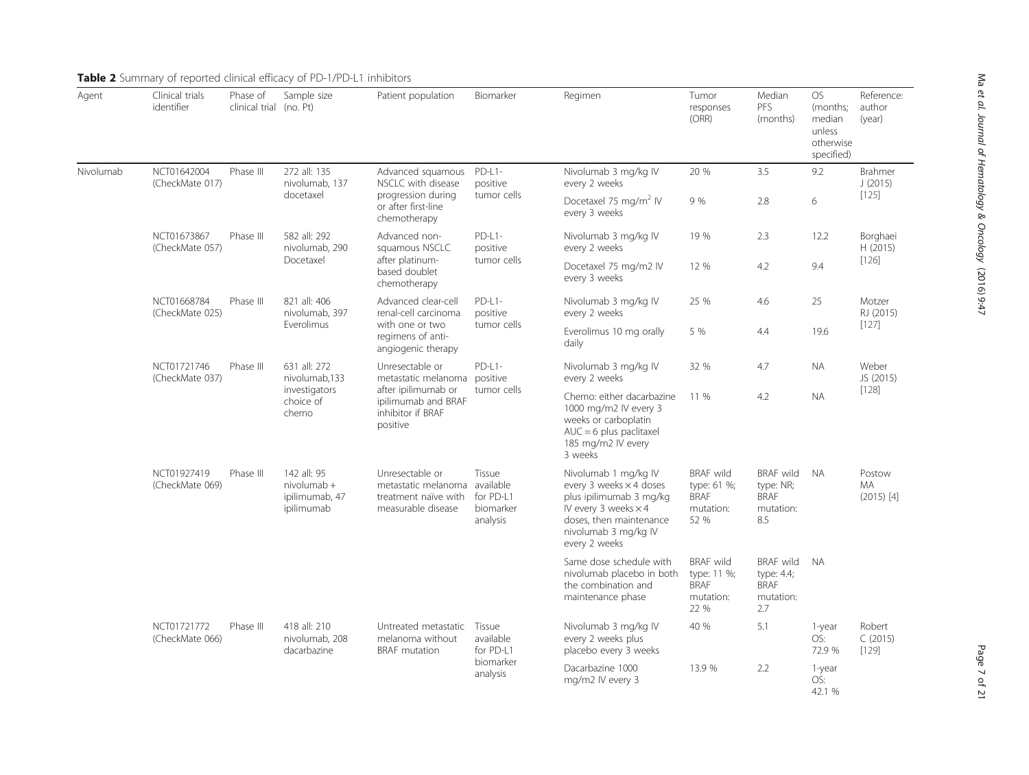**Table 2** Summary of reported clinical efficacy of PD-1/PD-L1 inhibitors

| Agent | Clinical trials identifier | Phase of clinical trial | Sample size (no. Pt) | Patient population | Biomarker | Regimen | Tumor responses (ORR) | Median PFS (months) | OS (months; median unless otherwise specified) | Reference: author (year) |
|---|---|---|---|---|---|---|---|---|---|---|
| Nivolumab | NCT01642004 (CheckMate 017) | Phase III | 272 all: 135 nivolumab, 137 docetaxel | Advanced squamous NSCLC with disease progression during or after first-line chemotherapy | PD-L1-positive tumor cells | Nivolumab 3 mg/kg IV every 2 weeks | 20 % | 3.5 | 9.2 | Brahmer J (2015) [125] |
| | | | | | | Docetaxel 75 mg/m$^2$ IV every 3 weeks | 9 % | 2.8 | 6 | |
| | NCT01673867 (CheckMate 057) | Phase III | 582 all: 292 nivolumab, 290 Docetaxel | Advanced non-squamous NSCLC after platinum-based doublet chemotherapy | PD-L1-positive tumor cells | Nivolumab 3 mg/kg IV every 2 weeks | 19 % | 2.3 | 12.2 | Borghaei H (2015) [126] |
| | | | | | | Docetaxel 75 mg/m2 IV every 3 weeks | 12 % | 4.2 | 9.4 | |
| | NCT01668784 (CheckMate 025) | Phase III | 821 all: 406 nivolumab, 397 Everolimus | Advanced clear-cell renal-cell carcinoma with one or two regimens of anti-angiogenic therapy | PD-L1-positive tumor cells | Nivolumab 3 mg/kg IV every 2 weeks | 25 % | 4.6 | 25 | Motzer RJ (2015) [127] |
| | | | | | | Everolimus 10 mg orally daily | 5 % | 4.4 | 19.6 | |
| | NCT01721746 (CheckMate 037) | Phase III | 631 all: 272 nivolumab,133 investigators choice of chemo | Unresectable or metastatic melanoma after ipilimumab or ipilimumab and BRAF inhibitor if BRAF positive | PD-L1-positive tumor cells | Nivolumab 3 mg/kg IV every 2 weeks | 32 % | 4.7 | NA | Weber JS (2015) [128] |
| | | | | | | Chemo: either dacarbazine 1000 mg/m2 IV every 3 weeks or carboplatin AUC = 6 plus paclitaxel 185 mg/m2 IV every 3 weeks | 11 % | 4.2 | NA | |
| | NCT01927419 (CheckMate 069) | Phase III | 142 all: 95 nivolumab + ipilimumab, 47 ipilimumab | Unresectable or metastatic melanoma treatment naïve with measurable disease | Tissue available for PD-L1 biomarker analysis | Nivolumab 1 mg/kg IV every 3 weeks × 4 doses plus ipilimumab 3 mg/kg IV every 3 weeks × 4 doses, then maintenance nivolumab 3 mg/kg IV every 2 weeks | BRAF wild type: 61 %; BRAF mutation: 52 % | BRAF wild type: NR; BRAF mutation: 8.5 | NA | Postow MA (2015) [4] |
| | | | | | | Same dose schedule with nivolumab placebo in both the combination and maintenance phase | BRAF wild type: 11 %; BRAF mutation: 22 % | BRAF wild type: 4.4; BRAF mutation: 2.7 | NA | |
| | NCT01721772 (CheckMate 066) | Phase III | 418 all: 210 nivolumab, 208 dacarbazine | Untreated metastatic melanoma without BRAF mutation | Tissue available for PD-L1 biomarker analysis | Nivolumab 3 mg/kg IV every 2 weeks plus placebo every 3 weeks | 40 % | 5.1 | 1-year OS: 72.9 % | Robert C (2015) [129] |
| | | | | | | Dacarbazine 1000 mg/m2 IV every 3 | 13.9 % | 2.2 | 1-year OS: 42.1 % | |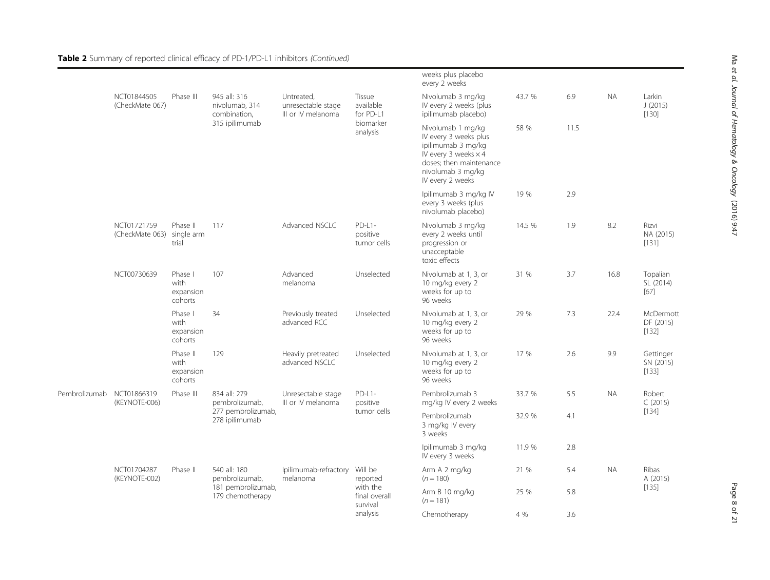**Table 2** Summary of reported clinical efficacy of PD-1/PD-L1 inhibitors *(Continued)*

| | | | | | | | | | | |
|---|---|---|---|---|---|---|---|---|---|---|
| | | | | | | weeks plus placebo every 2 weeks | | | | |
| | NCT01844505 (CheckMate 067) | Phase III | 945 all: 316 nivolumab, 314 combination, 315 ipilimumab | Untreated, unresectable stage III or IV melanoma | Tissue available for PD-L1 biomarker analysis | Nivolumab 3 mg/kg IV every 2 weeks (plus ipilimumab placebo) | 43.7 % | 6.9 | NA | Larkin J (2015) [130] |
| | | | | | | Nivolumab 1 mg/kg IV every 3 weeks plus ipilimumab 3 mg/kg IV every 3 weeks × 4 doses; then maintenance nivolumab 3 mg/kg IV every 2 weeks | 58 % | 11.5 | | |
| | | | | | | Ipilimumab 3 mg/kg IV every 3 weeks (plus nivolumab placebo) | 19 % | 2.9 | | |
| | NCT01721759 (CheckMate 063) | Phase II single arm trial | 117 | Advanced NSCLC | PD-L1-positive tumor cells | Nivolumab 3 mg/kg every 2 weeks until progression or unacceptable toxic effects | 14.5 % | 1.9 | 8.2 | Rizvi NA (2015) [131] |
| | NCT00730639 | Phase I with expansion cohorts | 107 | Advanced melanoma | Unselected | Nivolumab at 1, 3, or 10 mg/kg every 2 weeks for up to 96 weeks | 31 % | 3.7 | 16.8 | Topalian SL (2014) [67] |
| | | Phase I with expansion cohorts | 34 | Previously treated advanced RCC | Unselected | Nivolumab at 1, 3, or 10 mg/kg every 2 weeks for up to 96 weeks | 29 % | 7.3 | 22.4 | McDermott DF (2015) [132] |
| | | Phase II with expansion cohorts | 129 | Heavily pretreated advanced NSCLC | Unselected | Nivolumab at 1, 3, or 10 mg/kg every 2 weeks for up to 96 weeks | 17 % | 2.6 | 9.9 | Gettinger SN (2015) [133] |
| Pembrolizumab | NCT01866319 (KEYNOTE-006) | Phase III | 834 all: 279 pembrolizumab, 277 pembrolizumab, 278 ipilimumab | Unresectable stage III or IV melanoma | PD-L1-positive tumor cells | Pembrolizumab 3 mg/kg IV every 2 weeks | 33.7 % | 5.5 | NA | Robert C (2015) [134] |
| | | | | | | Pembrolizumab 3 mg/kg IV every 3 weeks | 32.9 % | 4.1 | | |
| | | | | | | Ipilimumab 3 mg/kg IV every 3 weeks | 11.9 % | 2.8 | | |
| | NCT01704287 (KEYNOTE-002) | Phase II | 540 all: 180 pembrolizumab, 181 pembrolizumab, 179 chemotherapy | Ipilimumab-refractory melanoma | Will be reported with the final overall survival analysis | Arm A 2 mg/kg ($n = 180$) | 21 % | 5.4 | NA | Ribas A (2015) [135] |
| | | | | | | Arm B 10 mg/kg ($n = 181$) | 25 % | 5.8 | | |
| | | | | | | Chemotherapy | 4 % | 3.6 | | |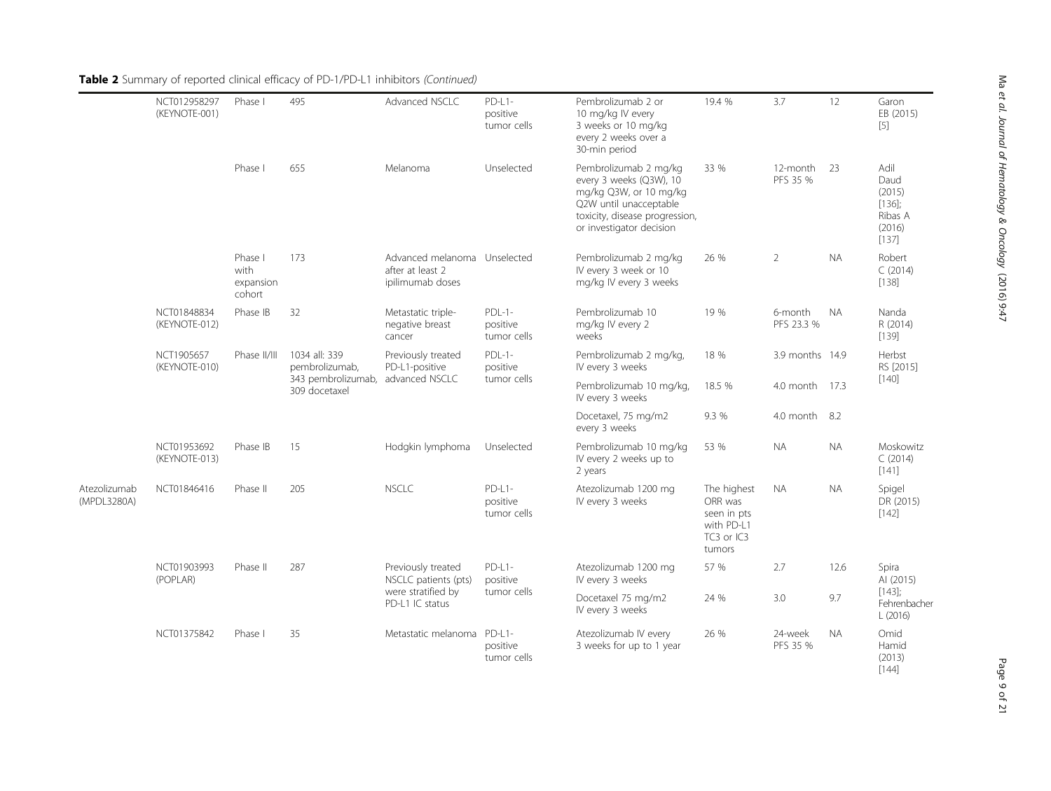**Table 2** Summary of reported clinical efficacy of PD-1/PD-L1 inhibitors *(Continued)*

| | | | | | | | | | | |
|---|---|---|---|---|---|---|---|---|---|---|
| | NCT012958297 (KEYNOTE-001) | Phase I | 495 | Advanced NSCLC | PD-L1-positive tumor cells | Pembrolizumab 2 or 10 mg/kg IV every 3 weeks or 10 mg/kg every 2 weeks over a 30-min period | 19.4 % | 3.7 | 12 | Garon EB (2015) [5] |
| | | Phase I | 655 | Melanoma | Unselected | Pembrolizumab 2 mg/kg every 3 weeks (Q3W), 10 mg/kg Q3W, or 10 mg/kg Q2W until unacceptable toxicity, disease progression, or investigator decision | 33 % | 12-month PFS 35 % | 23 | Adil Daud (2015) [136]; Ribas A (2016) [137] |
| | | Phase I with expansion cohort | 173 | Advanced melanoma after at least 2 ipilimumab doses | Unselected | Pembrolizumab 2 mg/kg IV every 3 week or 10 mg/kg IV every 3 weeks | 26 % | 2 | NA | Robert C (2014) [138] |
| | NCT01848834 (KEYNOTE-012) | Phase IB | 32 | Metastatic triple-negative breast cancer | PDL-1-positive tumor cells | Pembrolizumab 10 mg/kg IV every 2 weeks | 19 % | 6-month PFS 23.3 % | NA | Nanda R (2014) [139] |
| | NCT1905657 (KEYNOTE-010) | Phase II/III | 1034 all: 339 pembrolizumab, 343 pembrolizumab, 309 docetaxel | Previously treated PD-L1-positive advanced NSCLC | PDL-1-positive tumor cells | Pembrolizumab 2 mg/kg, IV every 3 weeks | 18 % | 3.9 months | 14.9 | Herbst RS [2015] [140] |
| | | | | | | Pembrolizumab 10 mg/kg, IV every 3 weeks | 18.5 % | 4.0 month | 17.3 | |
| | | | | | | Docetaxel, 75 mg/m2 every 3 weeks | 9.3 % | 4.0 month | 8.2 | |
| | NCT01953692 (KEYNOTE-013) | Phase IB | 15 | Hodgkin lymphoma | Unselected | Pembrolizumab 10 mg/kg IV every 2 weeks up to 2 years | 53 % | NA | NA | Moskowitz C (2014) [141] |
| Atezolizumab (MPDL3280A) | NCT01846416 | Phase II | 205 | NSCLC | PD-L1-positive tumor cells | Atezolizumab 1200 mg IV every 3 weeks | The highest ORR was seen in pts with PD-L1 TC3 or IC3 tumors | NA | NA | Spigel DR (2015) [142] |
| | NCT01903993 (POPLAR) | Phase II | 287 | Previously treated NSCLC patients (pts) were stratified by PD-L1 IC status | PD-L1-positive tumor cells | Atezolizumab 1200 mg IV every 3 weeks | 57 % | 2.7 | 12.6 | Spira AI (2015) [143]; Fehrenbacher L (2016) |
| | | | | | | Docetaxel 75 mg/m2 IV every 3 weeks | 24 % | 3.0 | 9.7 | |
| | NCT01375842 | Phase I | 35 | Metastatic melanoma | PD-L1-positive tumor cells | Atezolizumab IV every 3 weeks for up to 1 year | 26 % | 24-week PFS 35 % | NA | Omid Hamid (2013) [144] |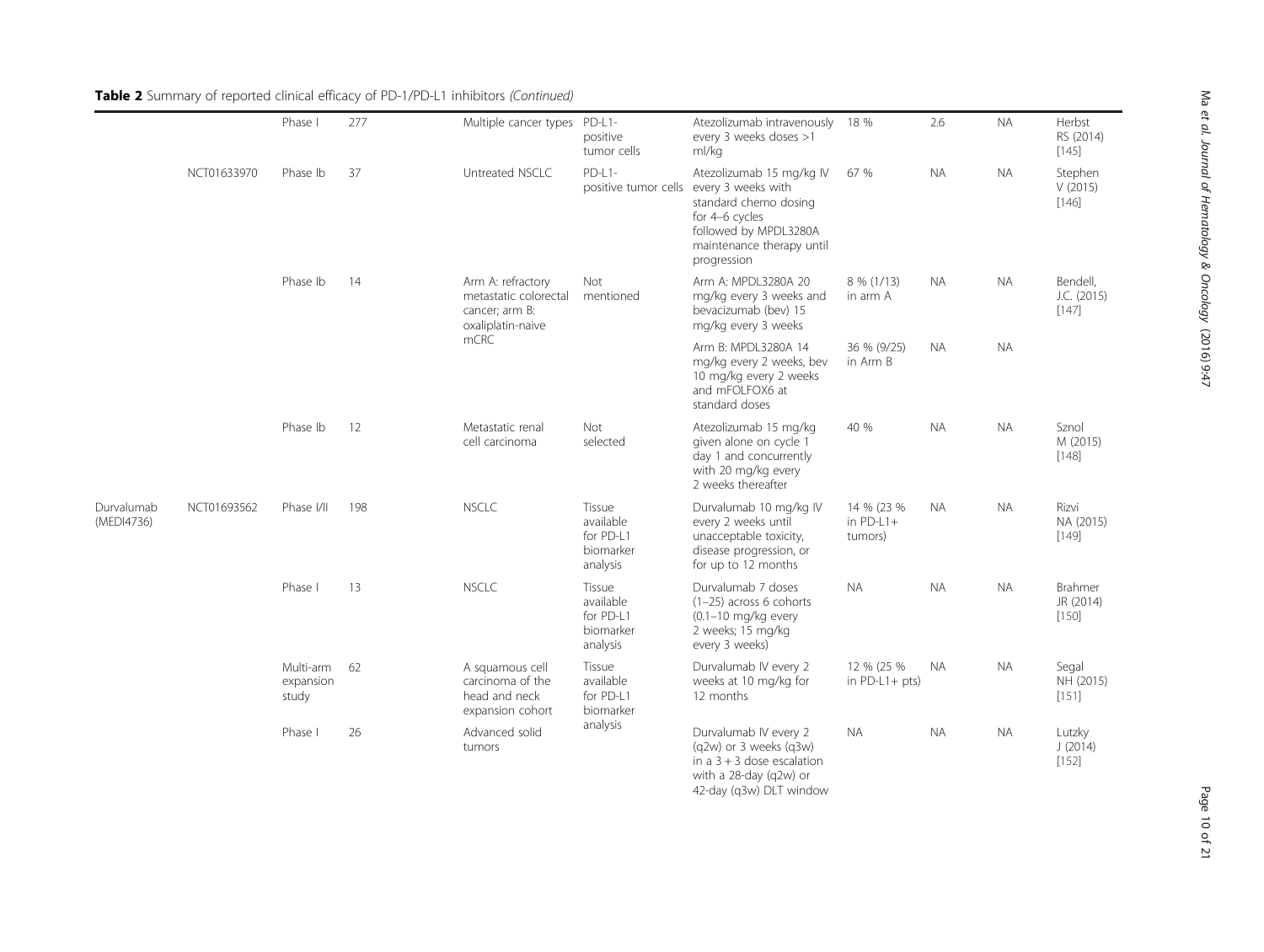**Table 2** Summary of reported clinical efficacy of PD-1/PD-L1 inhibitors *(Continued)*

| | | | | | | | | | | |
|---|---|---|---|---|---|---|---|---|---|---|
| | | Phase I | 277 | Multiple cancer types | PD-L1-positive tumor cells | Atezolizumab intravenously every 3 weeks doses >1 ml/kg | 18 % | 2.6 | NA | Herbst RS (2014) [145] |
| | NCT01633970 | Phase Ib | 37 | Untreated NSCLC | PD-L1-positive tumor cells | Atezolizumab 15 mg/kg IV every 3 weeks with standard chemo dosing for 4–6 cycles followed by MPDL3280A maintenance therapy until progression | 67 % | NA | NA | Stephen V (2015) [146] |
| | | Phase Ib | 14 | Arm A: refractory metastatic colorectal cancer; arm B: oxaliplatin-naive mCRC | Not mentioned | Arm A: MPDL3280A 20 mg/kg every 3 weeks and bevacizumab (bev) 15 mg/kg every 3 weeks | 8 % (1/13) in arm A | NA | NA | Bendell, J.C. (2015) [147] |
| | | | | | | Arm B: MPDL3280A 14 mg/kg every 2 weeks, bev 10 mg/kg every 2 weeks and mFOLFOX6 at standard doses | 36 % (9/25) in Arm B | NA | NA | |
| | | Phase Ib | 12 | Metastatic renal cell carcinoma | Not selected | Atezolizumab 15 mg/kg given alone on cycle 1 day 1 and concurrently with 20 mg/kg every 2 weeks thereafter | 40 % | NA | NA | Sznol M (2015) [148] |
| Durvalumab (MEDI4736) | NCT01693562 | Phase I/II | 198 | NSCLC | Tissue available for PD-L1 biomarker analysis | Durvalumab 10 mg/kg IV every 2 weeks until unacceptable toxicity, disease progression, or for up to 12 months | 14 % (23 % in PD-L1+ tumors) | NA | NA | Rizvi NA (2015) [149] |
| | | Phase I | 13 | NSCLC | Tissue available for PD-L1 biomarker analysis | Durvalumab 7 doses (1–25) across 6 cohorts (0.1–10 mg/kg every 2 weeks; 15 mg/kg every 3 weeks) | NA | NA | NA | Brahmer JR (2014) [150] |
| | | Multi-arm expansion study | 62 | A squamous cell carcinoma of the head and neck expansion cohort | Tissue available for PD-L1 biomarker analysis | Durvalumab IV every 2 weeks at 10 mg/kg for 12 months | 12 % (25 % in PD-L1+ pts) | NA | NA | Segal NH (2015) [151] |
| | | Phase I | 26 | Advanced solid tumors | | Durvalumab IV every 2 (q2w) or 3 weeks (q3w) in a 3 + 3 dose escalation with a 28-day (q2w) or 42-day (q3w) DLT window | NA | NA | NA | Lutzky J (2014) [152] |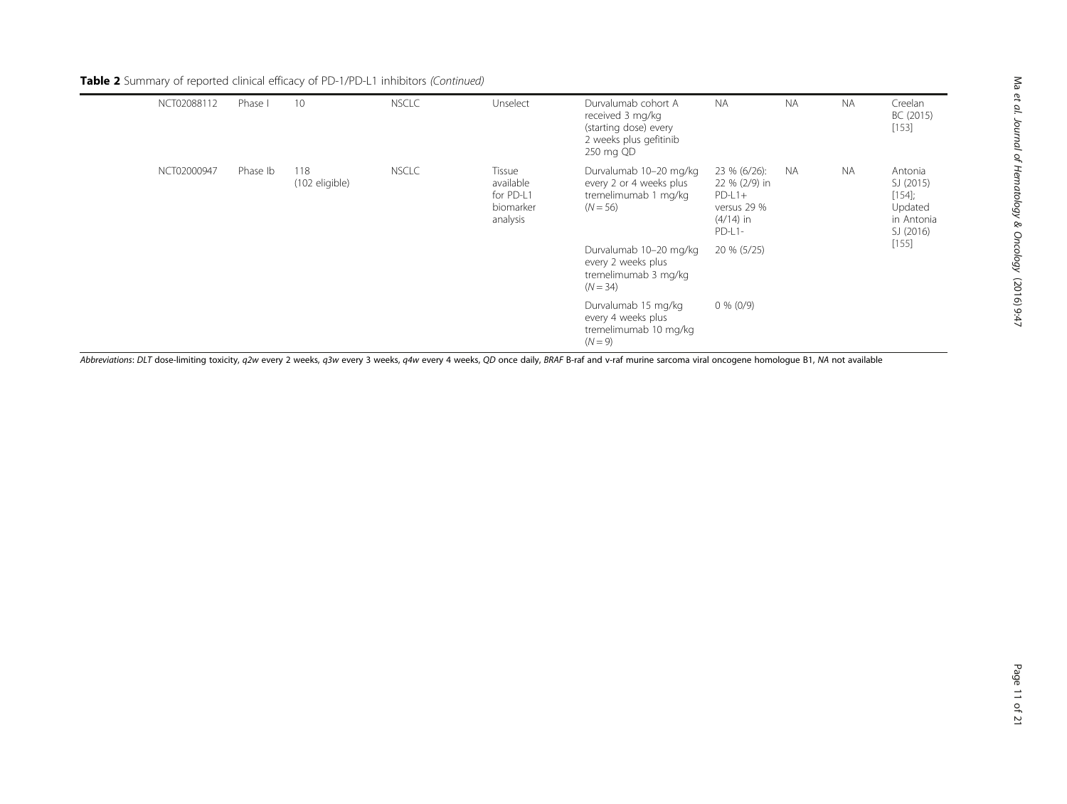**Table 2** Summary of reported clinical efficacy of PD-1/PD-L1 inhibitors *(Continued)*

| | | | | | | | | | |
|---|---|---|---|---|---|---|---|---|---|
| NCT02088112 | Phase I | 10 | NSCLC | Unselect | Durvalumab cohort A received 3 mg/kg (starting dose) every 2 weeks plus gefitinib 250 mg QD | NA | NA | NA | Creelan BC (2015) [153] |
| NCT02000947 | Phase Ib | 118 (102 eligible) | NSCLC | Tissue available for PD-L1 biomarker analysis | Durvalumab 10–20 mg/kg every 2 or 4 weeks plus tremelimumab 1 mg/kg ($N = 56$) | 23 % (6/26): 22 % (2/9) in PD-L1+ versus 29 % (4/14) in PD-L1- | NA | NA | Antonia SJ (2015) [154]; Updated in Antonia SJ (2016) [155] |
| | | | | | Durvalumab 10–20 mg/kg every 2 weeks plus tremelimumab 3 mg/kg ($N = 34$) | 20 % (5/25) | | | |
| | | | | | Durvalumab 15 mg/kg every 4 weeks plus tremelimumab 10 mg/kg ($N = 9$) | 0 % (0/9) | | | |

*Abbreviations*: *DLT* dose-limiting toxicity, *q2w* every 2 weeks, *q3w* every 3 weeks, *q4w* every 4 weeks, *QD* once daily, *BRAF* B-raf and v-raf murine sarcoma viral oncogene homologue B1, *NA* not available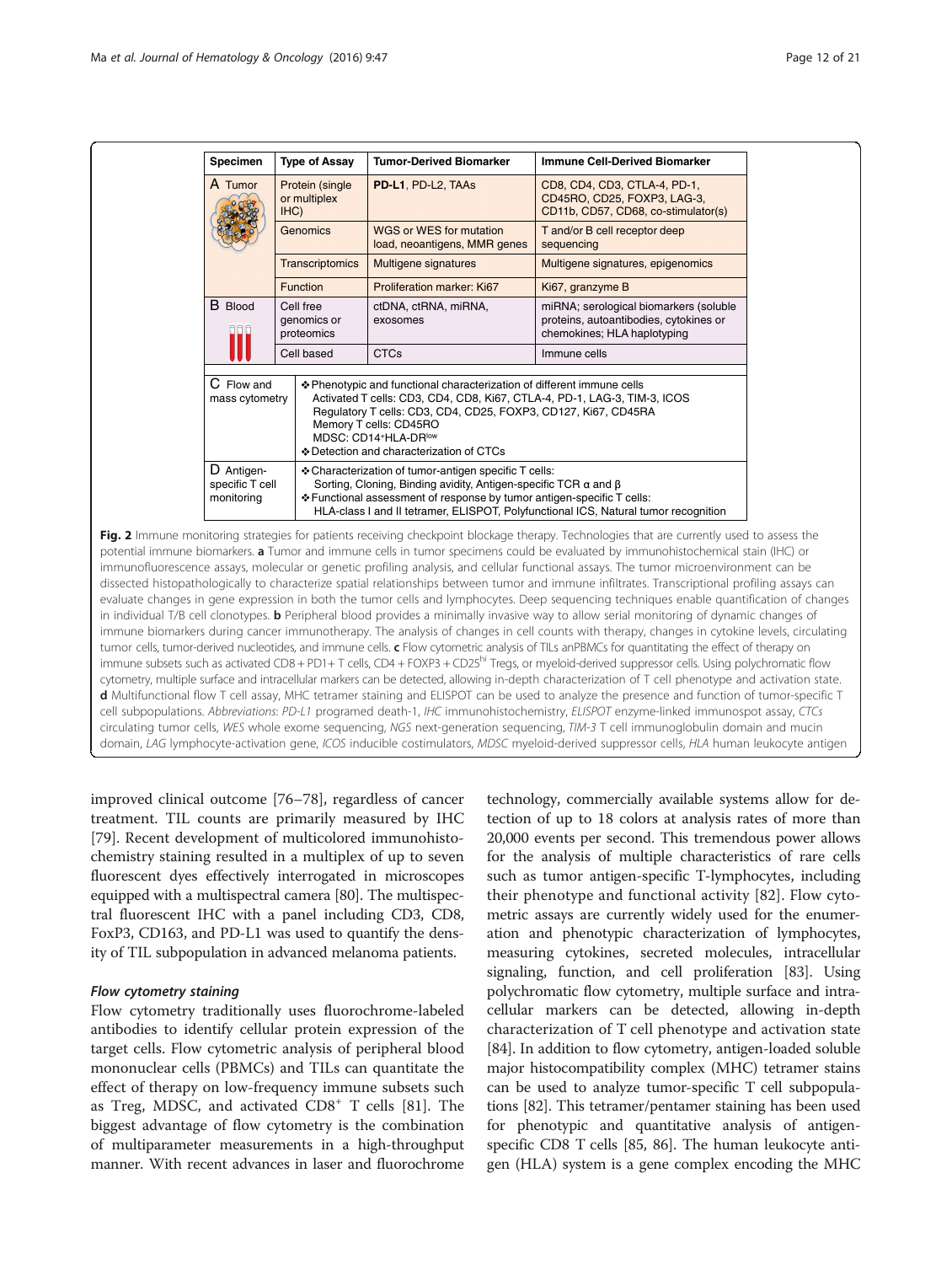| Specimen | Type of Assay | Tumor-Derived Biomarker | Immune Cell-Derived Biomarker |
| --- | --- | --- | --- |
| A Tumor | Protein (single or multiplex IHC) | **PD-L1**, PD-L2, TAAs | CD8, CD4, CD3, CTLA-4, PD-1, CD45RO, CD25, FOXP3, LAG-3, CD11b, CD57, CD68, co-stimulator(s) |
| | Genomics | WGS or WES for mutation load, neoantigens, MMR genes | T and/or B cell receptor deep sequencing |
| | Transcriptomics | Multigene signatures | Multigene signatures, epigenomics |
| | Function | Proliferation marker: Ki67 | Ki67, granzyme B |
| B Blood | Cell free genomics or proteomics | ctDNA, ctRNA, miRNA, exosomes | miRNA; serological biomarkers (soluble proteins, autoantibodies, cytokines or chemokines; HLA haplotyping |
| | Cell based | CTCs | Immune cells |

| | |
| --- | --- |
| C Flow and mass cytometry | ❖ Phenotypic and functional characterization of different immune cells<br>Activated T cells: CD3, CD4, CD8, Ki67, CTLA-4, PD-1, LAG-3, TIM-3, ICOS<br>Regulatory T cells: CD3, CD4, CD25, FOXP3, CD127, Ki67, CD45RA<br>Memory T cells: CD45RO<br>MDSC: CD14$^{+}$HLA-DR$^{low}$<br>❖ Detection and characterization of CTCs |
| D Antigen-specific T cell monitoring | ❖ Characterization of tumor-antigen specific T cells:<br>Sorting, Cloning, Binding avidity, Antigen-specific TCR α and β<br>❖ Functional assessment of response by tumor antigen-specific T cells:<br>HLA-class I and II tetramer, ELISPOT, Polyfunctional ICS, Natural tumor recognition |

**Fig. 2** Immune monitoring strategies for patients receiving checkpoint blockage therapy. Technologies that are currently used to assess the potential immune biomarkers. **a** Tumor and immune cells in tumor specimens could be evaluated by immunohistochemical stain (IHC) or immunofluorescence assays, molecular or genetic profiling analysis, and cellular functional assays. The tumor microenvironment can be dissected histopathologically to characterize spatial relationships between tumor and immune infiltrates. Transcriptional profiling assays can evaluate changes in gene expression in both the tumor cells and lymphocytes. Deep sequencing techniques enable quantification of changes in individual T/B cell clonotypes. **b** Peripheral blood provides a minimally invasive way to allow serial monitoring of dynamic changes of immune biomarkers during cancer immunotherapy. The analysis of changes in cell counts with therapy, changes in cytokine levels, circulating tumor cells, tumor-derived nucleotides, and immune cells. **c** Flow cytometric analysis of TILs anPBMCs for quantitating the effect of therapy on immune subsets such as activated CD8 + PD1+ T cells, CD4 + FOXP3 + CD25$^{hi}$ Tregs, or myeloid-derived suppressor cells. Using polychromatic flow cytometry, multiple surface and intracellular markers can be detected, allowing in-depth characterization of T cell phenotype and activation state. **d** Multifunctional flow T cell assay, MHC tetramer staining and ELISPOT can be used to analyze the presence and function of tumor-specific T cell subpopulations. *Abbreviations*: *PD-L1* programed death-1, *IHC* immunohistochemistry, *ELISPOT* enzyme-linked immunospot assay, *CTCs* circulating tumor cells, *WES* whole exome sequencing, *NGS* next-generation sequencing, *TIM-3* T cell immunoglobulin domain and mucin domain, *LAG* lymphocyte-activation gene, *ICOS* inducible costimulators, *MDSC* myeloid-derived suppressor cells, *HLA* human leukocyte antigen

improved clinical outcome [76–78], regardless of cancer treatment. TIL counts are primarily measured by IHC [79]. Recent development of multicolored immunohistochemistry staining resulted in a multiplex of up to seven fluorescent dyes effectively interrogated in microscopes equipped with a multispectral camera [80]. The multispectral fluorescent IHC with a panel including CD3, CD8, FoxP3, CD163, and PD-L1 was used to quantify the density of TIL subpopulation in advanced melanoma patients.

#### *Flow cytometry staining*

Flow cytometry traditionally uses fluorochrome-labeled antibodies to identify cellular protein expression of the target cells. Flow cytometric analysis of peripheral blood mononuclear cells (PBMCs) and TILs can quantitate the effect of therapy on low-frequency immune subsets such as Treg, MDSC, and activated CD8$^{+}$ T cells [81]. The biggest advantage of flow cytometry is the combination of multiparameter measurements in a high-throughput manner. With recent advances in laser and fluorochrome technology, commercially available systems allow for detection of up to 18 colors at analysis rates of more than 20,000 events per second. This tremendous power allows for the analysis of multiple characteristics of rare cells such as tumor antigen-specific T-lymphocytes, including their phenotype and functional activity [82]. Flow cytometric assays are currently widely used for the enumeration and phenotypic characterization of lymphocytes, measuring cytokines, secreted molecules, intracellular signaling, function, and cell proliferation [83]. Using polychromatic flow cytometry, multiple surface and intracellular markers can be detected, allowing in-depth characterization of T cell phenotype and activation state [84]. In addition to flow cytometry, antigen-loaded soluble major histocompatibility complex (MHC) tetramer stains can be used to analyze tumor-specific T cell subpopulations [82]. This tetramer/pentamer staining has been used for phenotypic and quantitative analysis of antigen-specific CD8 T cells [85, 86]. The human leukocyte antigen (HLA) system is a gene complex encoding the MHC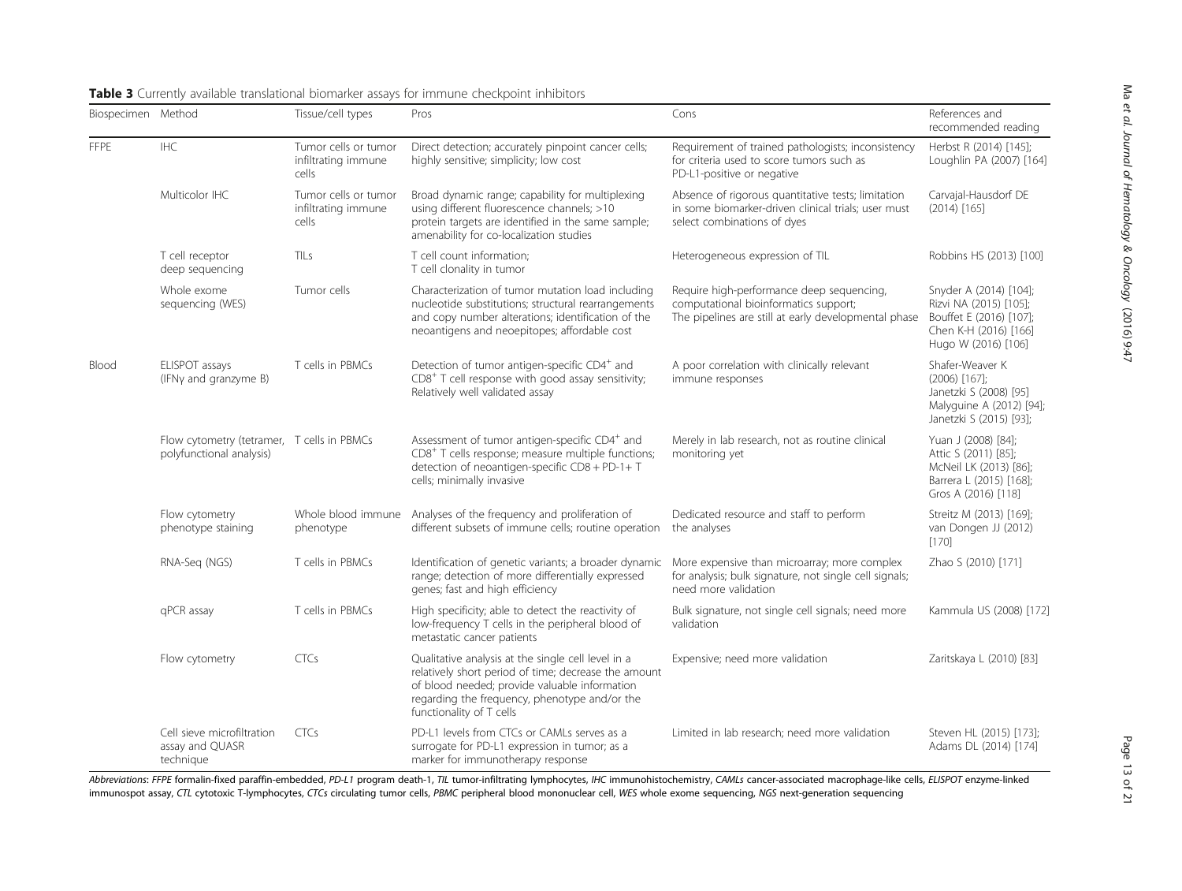**Table 3** Currently available translational biomarker assays for immune checkpoint inhibitors

| Biospecimen | Method | Tissue/cell types | Pros | Cons | References and recommended reading |
|---|---|---|---|---|---|
| FFPE | IHC | Tumor cells or tumor infiltrating immune cells | Direct detection; accurately pinpoint cancer cells; highly sensitive; simplicity; low cost | Requirement of trained pathologists; inconsistency for criteria used to score tumors such as PD-L1-positive or negative | Herbst R (2014) [145]; Loughlin PA (2007) [164] |
| | Multicolor IHC | Tumor cells or tumor infiltrating immune cells | Broad dynamic range; capability for multiplexing using different fluorescence channels; >10 protein targets are identified in the same sample; amenability for co-localization studies | Absence of rigorous quantitative tests; limitation in some biomarker-driven clinical trials; user must select combinations of dyes | Carvajal-Hausdorf DE (2014) [165] |
| | T cell receptor deep sequencing | TILs | T cell count information; T cell clonality in tumor | Heterogeneous expression of TIL | Robbins HS (2013) [100] |
| | Whole exome sequencing (WES) | Tumor cells | Characterization of tumor mutation load including nucleotide substitutions; structural rearrangements and copy number alterations; identification of the neoantigens and neoepitopes; affordable cost | Require high-performance deep sequencing, computational bioinformatics support; The pipelines are still at early developmental phase | Snyder A (2014) [104]; Rizvi NA (2015) [105]; Bouffet E (2016) [107]; Chen K-H (2016) [166] Hugo W (2016) [106] |
| Blood | ELISPOT assays (IFNγ and granzyme B) | T cells in PBMCs | Detection of tumor antigen-specific $CD4^+$ and $CD8^+$ T cell response with good assay sensitivity; Relatively well validated assay | A poor correlation with clinically relevant immune responses | Shafer-Weaver K (2006) [167]; Janetzki S (2008) [95] Malyguine A (2012) [94]; Janetzki S (2015) [93]; |
| | Flow cytometry (tetramer, polyfunctional analysis) | T cells in PBMCs | Assessment of tumor antigen-specific $CD4^+$ and $CD8^+$ T cells response; measure multiple functions; detection of neoantigen-specific CD8 + PD-1+ T cells; minimally invasive | Merely in lab research, not as routine clinical monitoring yet | Yuan J (2008) [84]; Attic S (2011) [85]; McNeil LK (2013) [86]; Barrera L (2015) [168]; Gros A (2016) [118] |
| | Flow cytometry phenotype staining | Whole blood immune phenotype | Analyses of the frequency and proliferation of different subsets of immune cells; routine operation | Dedicated resource and staff to perform the analyses | Streitz M (2013) [169]; van Dongen JJ (2012) [170] |
| | RNA-Seq (NGS) | T cells in PBMCs | Identification of genetic variants; a broader dynamic range; detection of more differentially expressed genes; fast and high efficiency | More expensive than microarray; more complex for analysis; bulk signature, not single cell signals; need more validation | Zhao S (2010) [171] |
| | qPCR assay | T cells in PBMCs | High specificity; able to detect the reactivity of low-frequency T cells in the peripheral blood of metastatic cancer patients | Bulk signature, not single cell signals; need more validation | Kammula US (2008) [172] |
| | Flow cytometry | CTCs | Qualitative analysis at the single cell level in a relatively short period of time; decrease the amount of blood needed; provide valuable information regarding the frequency, phenotype and/or the functionality of T cells | Expensive; need more validation | Zaritskaya L (2010) [83] |
| | Cell sieve microfiltration assay and QUASR technique | CTCs | PD-L1 levels from CTCs or CAMLs serves as a surrogate for PD-L1 expression in tumor; as a marker for immunotherapy response | Limited in lab research; need more validation | Steven HL (2015) [173]; Adams DL (2014) [174] |

*Abbreviations*: *FFPE* formalin-fixed paraffin-embedded, *PD-L1* program death-1, *TIL* tumor-infiltrating lymphocytes, *IHC* immunohistochemistry, *CAMLs* cancer-associated macrophage-like cells, *ELISPOT* enzyme-linked immunospot assay, *CTL* cytotoxic T-lymphocytes, *CTCs* circulating tumor cells, *PBMC* peripheral blood mononuclear cell, *WES* whole exome sequencing, *NGS* next-generation sequencing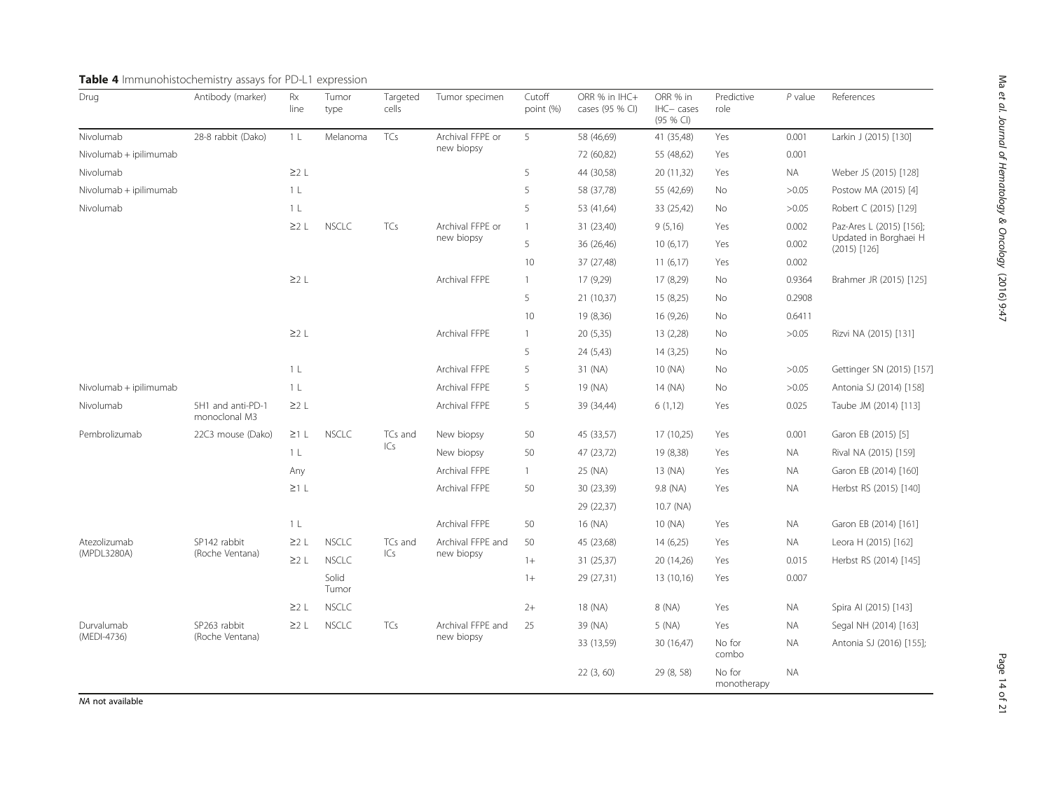**Table 4** Immunohistochemistry assays for PD-L1 expression

| Drug | Antibody (marker) | Rx line | Tumor type | Targeted cells | Tumor specimen | Cutoff point (%) | ORR % in IHC+ cases (95 % CI) | ORR % in IHC− cases (95 % CI) | Predictive role | *P* value | References |
|---|---|---|---|---|---|---|---|---|---|---|---|
| Nivolumab | 28-8 rabbit (Dako) | 1 L | Melanoma | TCs | Archival FFPE or new biopsy | 5 | 58 (46,69) | 41 (35,48) | Yes | 0.001 | Larkin J (2015) [130] |
| Nivolumab + ipilimumab | | | | | | | 72 (60,82) | 55 (48,62) | Yes | 0.001 | |
| Nivolumab | | ≥2 L | | | | 5 | 44 (30,58) | 20 (11,32) | Yes | NA | Weber JS (2015) [128] |
| Nivolumab + ipilimumab | | 1 L | | | | 5 | 58 (37,78) | 55 (42,69) | No | >0.05 | Postow MA (2015) [4] |
| Nivolumab | | 1 L | | | | 5 | 53 (41,64) | 33 (25,42) | No | >0.05 | Robert C (2015) [129] |
| | | ≥2 L | NSCLC | TCs | Archival FFPE or new biopsy | 1 | 31 (23,40) | 9 (5,16) | Yes | 0.002 | Paz-Ares L (2015) [156]; Updated in Borghaei H (2015) [126] |
| | | | | | | 5 | 36 (26,46) | 10 (6,17) | Yes | 0.002 | |
| | | | | | | 10 | 37 (27,48) | 11 (6,17) | Yes | 0.002 | |
| | | ≥2 L | | | Archival FFPE | 1 | 17 (9,29) | 17 (8,29) | No | 0.9364 | Brahmer JR (2015) [125] |
| | | | | | | 5 | 21 (10,37) | 15 (8,25) | No | 0.2908 | |
| | | | | | | 10 | 19 (8,36) | 16 (9,26) | No | 0.6411 | |
| | | ≥2 L | | | Archival FFPE | 1 | 20 (5,35) | 13 (2,28) | No | >0.05 | Rizvi NA (2015) [131] |
| | | | | | | 5 | 24 (5,43) | 14 (3,25) | No | | |
| | | 1 L | | | Archival FFPE | 5 | 31 (NA) | 10 (NA) | No | >0.05 | Gettinger SN (2015) [157] |
| Nivolumab + ipilimumab | | 1 L | | | Archival FFPE | 5 | 19 (NA) | 14 (NA) | No | >0.05 | Antonia SJ (2014) [158] |
| Nivolumab | 5H1 and anti-PD-1 monoclonal M3 | ≥2 L | | | Archival FFPE | 5 | 39 (34,44) | 6 (1,12) | Yes | 0.025 | Taube JM (2014) [113] |
| Pembrolizumab | 22C3 mouse (Dako) | ≥1 L | NSCLC | TCs and ICs | New biopsy | 50 | 45 (33,57) | 17 (10,25) | Yes | 0.001 | Garon EB (2015) [5] |
| | | 1 L | | | New biopsy | 50 | 47 (23,72) | 19 (8,38) | Yes | NA | Rival NA (2015) [159] |
| | | Any | | | Archival FFPE | 1 | 25 (NA) | 13 (NA) | Yes | NA | Garon EB (2014) [160] |
| | | ≥1 L | | | Archival FFPE | 50 | 30 (23,39) | 9.8 (NA) | Yes | NA | Herbst RS (2015) [140] |
| | | | | | | | 29 (22,37) | 10.7 (NA) | | | |
| | | 1 L | | | Archival FFPE | 50 | 16 (NA) | 10 (NA) | Yes | NA | Garon EB (2014) [161] |
| Atezolizumab (MPDL3280A) | SP142 rabbit (Roche Ventana) | ≥2 L | NSCLC | TCs and ICs | Archival FFPE and new biopsy | 50 | 45 (23,68) | 14 (6,25) | Yes | NA | Leora H (2015) [162] |
| | | ≥2 L | NSCLC | | | 1+ | 31 (25,37) | 20 (14,26) | Yes | 0.015 | Herbst RS (2014) [145] |
| | | | Solid Tumor | | | 1+ | 29 (27,31) | 13 (10,16) | Yes | 0.007 | |
| | | ≥2 L | NSCLC | | | 2+ | 18 (NA) | 8 (NA) | Yes | NA | Spira AI (2015) [143] |
| Durvalumab (MEDI-4736) | SP263 rabbit (Roche Ventana) | ≥2 L | NSCLC | TCs | Archival FFPE and new biopsy | 25 | 39 (NA) | 5 (NA) | Yes | NA | Segal NH (2014) [163] |
| | | | | | | | 33 (13,59) | 30 (16,47) | No for combo | NA | Antonia SJ (2016) [155]; |
| | | | | | | | 22 (3, 60) | 29 (8, 58) | No for monotherapy | NA | |

*NA* not available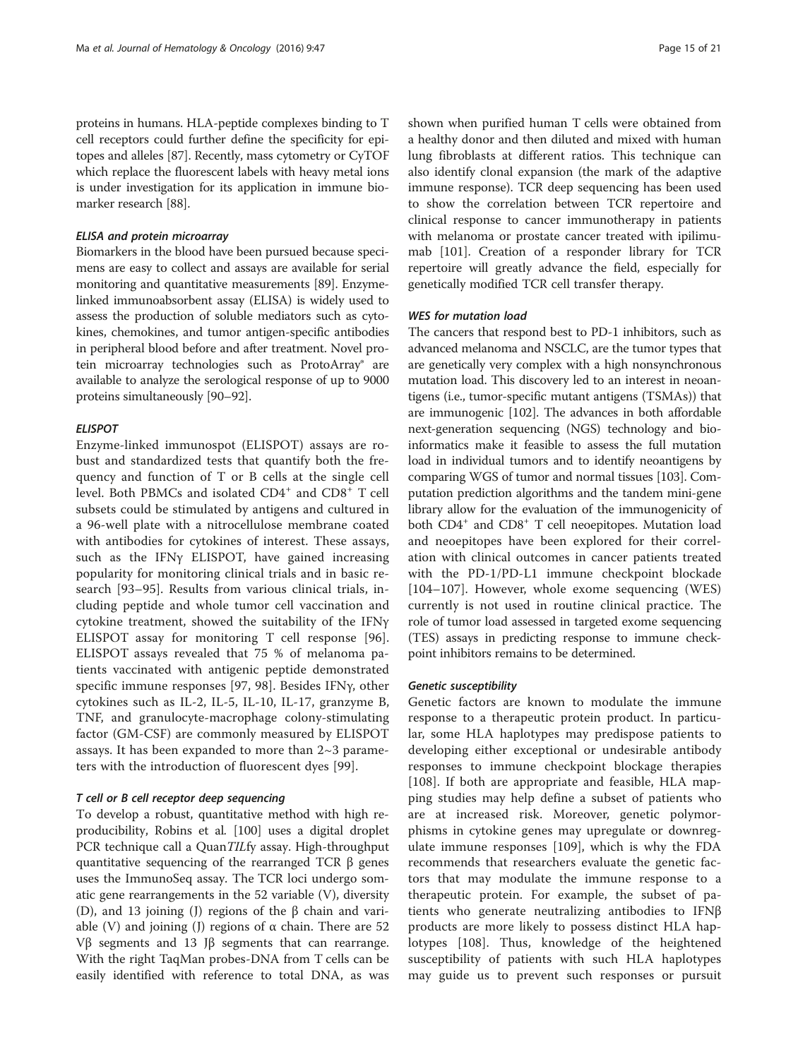proteins in humans. HLA-peptide complexes binding to T cell receptors could further define the specificity for epitopes and alleles [87]. Recently, mass cytometry or CyTOF which replace the fluorescent labels with heavy metal ions is under investigation for its application in immune biomarker research [88].

#### *ELISA and protein microarray*

Biomarkers in the blood have been pursued because specimens are easy to collect and assays are available for serial monitoring and quantitative measurements [89]. Enzyme-linked immunoabsorbent assay (ELISA) is widely used to assess the production of soluble mediators such as cytokines, chemokines, and tumor antigen-specific antibodies in peripheral blood before and after treatment. Novel protein microarray technologies such as ProtoArray® are available to analyze the serological response of up to 9000 proteins simultaneously [90–92].

#### *ELISPOT*

Enzyme-linked immunospot (ELISPOT) assays are robust and standardized tests that quantify both the frequency and function of T or B cells at the single cell level. Both PBMCs and isolated $CD4^+$ and $CD8^+$ T cell subsets could be stimulated by antigens and cultured in a 96-well plate with a nitrocellulose membrane coated with antibodies for cytokines of interest. These assays, such as the IFNγ ELISPOT, have gained increasing popularity for monitoring clinical trials and in basic research [93–95]. Results from various clinical trials, including peptide and whole tumor cell vaccination and cytokine treatment, showed the suitability of the IFNγ ELISPOT assay for monitoring T cell response [96]. ELISPOT assays revealed that 75 % of melanoma patients vaccinated with antigenic peptide demonstrated specific immune responses [97, 98]. Besides IFNγ, other cytokines such as IL-2, IL-5, IL-10, IL-17, granzyme B, TNF, and granulocyte-macrophage colony-stimulating factor (GM-CSF) are commonly measured by ELISPOT assays. It has been expanded to more than 2~3 parameters with the introduction of fluorescent dyes [99].

#### *T cell or B cell receptor deep sequencing*

To develop a robust, quantitative method with high reproducibility, Robins et al. [100] uses a digital droplet PCR technique call a Quan*TIL*fy assay. High-throughput quantitative sequencing of the rearranged TCR β genes uses the ImmunoSeq assay. The TCR loci undergo somatic gene rearrangements in the 52 variable (V), diversity (D), and 13 joining (J) regions of the β chain and variable (V) and joining (J) regions of α chain. There are 52 Vβ segments and 13 Jβ segments that can rearrange. With the right TaqMan probes-DNA from T cells can be easily identified with reference to total DNA, as was shown when purified human T cells were obtained from a healthy donor and then diluted and mixed with human lung fibroblasts at different ratios. This technique can also identify clonal expansion (the mark of the adaptive immune response). TCR deep sequencing has been used to show the correlation between TCR repertoire and clinical response to cancer immunotherapy in patients with melanoma or prostate cancer treated with ipilimumab [101]. Creation of a responder library for TCR repertoire will greatly advance the field, especially for genetically modified TCR cell transfer therapy.

#### *WES for mutation load*

The cancers that respond best to PD-1 inhibitors, such as advanced melanoma and NSCLC, are the tumor types that are genetically very complex with a high nonsynchronous mutation load. This discovery led to an interest in neoantigens (i.e., tumor-specific mutant antigens (TSMAs)) that are immunogenic [102]. The advances in both affordable next-generation sequencing (NGS) technology and bioinformatics make it feasible to assess the full mutation load in individual tumors and to identify neoantigens by comparing WGS of tumor and normal tissues [103]. Computation prediction algorithms and the tandem mini-gene library allow for the evaluation of the immunogenicity of both $CD4^+$ and $CD8^+$ T cell neoepitopes. Mutation load and neoepitopes have been explored for their correlation with clinical outcomes in cancer patients treated with the PD-1/PD-L1 immune checkpoint blockade [104–107]. However, whole exome sequencing (WES) currently is not used in routine clinical practice. The role of tumor load assessed in targeted exome sequencing (TES) assays in predicting response to immune checkpoint inhibitors remains to be determined.

#### *Genetic susceptibility*

Genetic factors are known to modulate the immune response to a therapeutic protein product. In particular, some HLA haplotypes may predispose patients to developing either exceptional or undesirable antibody responses to immune checkpoint blockage therapies [108]. If both are appropriate and feasible, HLA mapping studies may help define a subset of patients who are at increased risk. Moreover, genetic polymorphisms in cytokine genes may upregulate or downregulate immune responses [109], which is why the FDA recommends that researchers evaluate the genetic factors that may modulate the immune response to a therapeutic protein. For example, the subset of patients who generate neutralizing antibodies to IFNβ products are more likely to possess distinct HLA haplotypes [108]. Thus, knowledge of the heightened susceptibility of patients with such HLA haplotypes may guide us to prevent such responses or pursuit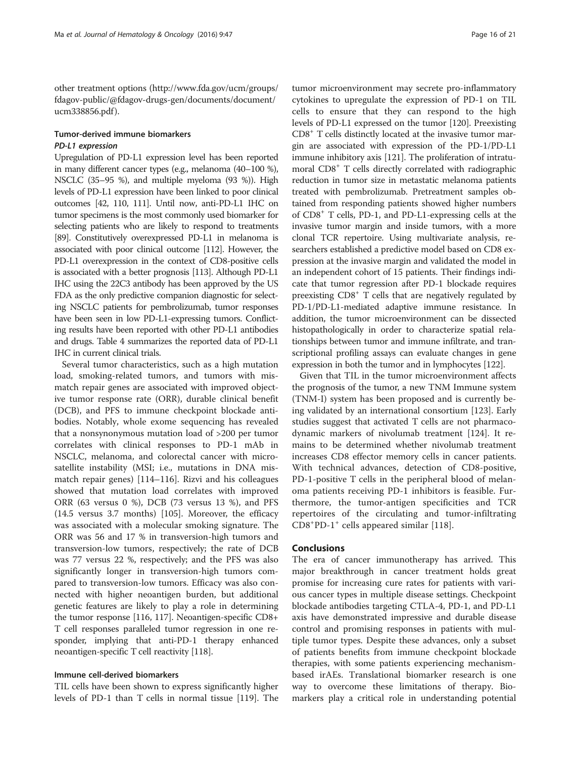other treatment options (http://www.fda.gov/ucm/groups/fdagov-public/@fdagov-drugs-gen/documents/document/ucm338856.pdf).

### Tumor-derived immune biomarkers

#### *PD-L1 expression*

Upregulation of PD-L1 expression level has been reported in many different cancer types (e.g., melanoma (40–100 %), NSCLC (35–95 %), and multiple myeloma (93 %)). High levels of PD-L1 expression have been linked to poor clinical outcomes [42, 110, 111]. Until now, anti-PD-L1 IHC on tumor specimens is the most commonly used biomarker for selecting patients who are likely to respond to treatments [89]. Constitutively overexpressed PD-L1 in melanoma is associated with poor clinical outcome [112]. However, the PD-L1 overexpression in the context of CD8-positive cells is associated with a better prognosis [113]. Although PD-L1 IHC using the 22C3 antibody has been approved by the US FDA as the only predictive companion diagnostic for selecting NSCLC patients for pembrolizumab, tumor responses have been seen in low PD-L1-expressing tumors. Conflicting results have been reported with other PD-L1 antibodies and drugs. Table 4 summarizes the reported data of PD-L1 IHC in current clinical trials.

Several tumor characteristics, such as a high mutation load, smoking-related tumors, and tumors with mismatch repair genes are associated with improved objective tumor response rate (ORR), durable clinical benefit (DCB), and PFS to immune checkpoint blockade antibodies. Notably, whole exome sequencing has revealed that a nonsynonymous mutation load of >200 per tumor correlates with clinical responses to PD-1 mAb in NSCLC, melanoma, and colorectal cancer with microsatellite instability (MSI; i.e., mutations in DNA mismatch repair genes) [114–116]. Rizvi and his colleagues showed that mutation load correlates with improved ORR (63 versus 0 %), DCB (73 versus 13 %), and PFS (14.5 versus 3.7 months) [105]. Moreover, the efficacy was associated with a molecular smoking signature. The ORR was 56 and 17 % in transversion-high tumors and transversion-low tumors, respectively; the rate of DCB was 77 versus 22 %, respectively; and the PFS was also significantly longer in transversion-high tumors compared to transversion-low tumors. Efficacy was also connected with higher neoantigen burden, but additional genetic features are likely to play a role in determining the tumor response [116, 117]. Neoantigen-specific CD8+ T cell responses paralleled tumor regression in one responder, implying that anti-PD-1 therapy enhanced neoantigen-specific T cell reactivity [118].

### Immune cell-derived biomarkers

TIL cells have been shown to express significantly higher levels of PD-1 than T cells in normal tissue [119]. The tumor microenvironment may secrete pro-inflammatory cytokines to upregulate the expression of PD-1 on TIL cells to ensure that they can respond to the high levels of PD-L1 expressed on the tumor [120]. Preexisting $CD8^+$ T cells distinctly located at the invasive tumor margin are associated with expression of the PD-1/PD-L1 immune inhibitory axis [121]. The proliferation of intratumoral $CD8^+$ T cells directly correlated with radiographic reduction in tumor size in metastatic melanoma patients treated with pembrolizumab. Pretreatment samples obtained from responding patients showed higher numbers of $CD8^+$ T cells, PD-1, and PD-L1-expressing cells at the invasive tumor margin and inside tumors, with a more clonal TCR repertoire. Using multivariate analysis, researchers established a predictive model based on CD8 expression at the invasive margin and validated the model in an independent cohort of 15 patients. Their findings indicate that tumor regression after PD-1 blockade requires preexisting $CD8^+$ T cells that are negatively regulated by PD-1/PD-L1-mediated adaptive immune resistance. In addition, the tumor microenvironment can be dissected histopathologically in order to characterize spatial relationships between tumor and immune infiltrate, and transcriptional profiling assays can evaluate changes in gene expression in both the tumor and in lymphocytes [122].

Given that TIL in the tumor microenvironment affects the prognosis of the tumor, a new TNM Immune system (TNM-I) system has been proposed and is currently being validated by an international consortium [123]. Early studies suggest that activated T cells are not pharmacodynamic markers of nivolumab treatment [124]. It remains to be determined whether nivolumab treatment increases CD8 effector memory cells in cancer patients. With technical advances, detection of CD8-positive, PD-1-positive T cells in the peripheral blood of melanoma patients receiving PD-1 inhibitors is feasible. Furthermore, the tumor-antigen specificities and TCR repertoires of the circulating and tumor-infiltrating $CD8^+PD\text{-}1^+$ cells appeared similar [118].

## Conclusions

The era of cancer immunotherapy has arrived. This major breakthrough in cancer treatment holds great promise for increasing cure rates for patients with various cancer types in multiple disease settings. Checkpoint blockade antibodies targeting CTLA-4, PD-1, and PD-L1 axis have demonstrated impressive and durable disease control and promising responses in patients with multiple tumor types. Despite these advances, only a subset of patients benefits from immune checkpoint blockade therapies, with some patients experiencing mechanism-based irAEs. Translational biomarker research is one way to overcome these limitations of therapy. Biomarkers play a critical role in understanding potential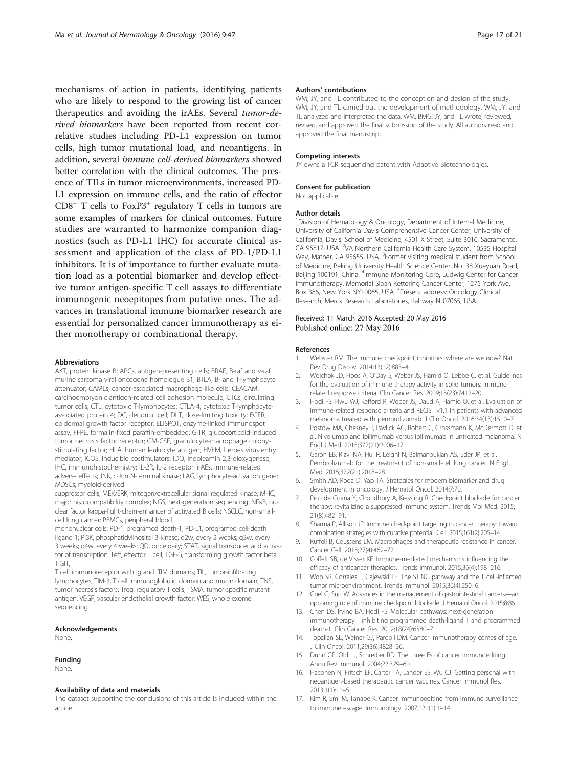mechanisms of action in patients, identifying patients who are likely to respond to the growing list of cancer therapeutics and avoiding the irAEs. Several *tumor-derived biomarkers* have been reported from recent correlative studies including PD-L1 expression on tumor cells, high tumor mutational load, and neoantigens. In addition, several *immune cell-derived biomarkers* showed better correlation with the clinical outcomes. The presence of TILs in tumor microenvironments, increased PD-L1 expression on immune cells, and the ratio of effector $CD8^+$ T cells to $FoxP3^+$ regulatory T cells in tumors are some examples of markers for clinical outcomes. Future studies are warranted to harmonize companion diagnostics (such as PD-L1 IHC) for accurate clinical assessment and application of the class of PD-1/PD-L1 inhibitors. It is of importance to further evaluate mutation load as a potential biomarker and develop effective tumor antigen-specific T cell assays to differentiate immunogenic neoepitopes from putative ones. The advances in translational immune biomarker research are essential for personalized cancer immunotherapy as either monotherapy or combinational therapy.

#### Abbreviations

AKT, protein kinase B; APCs, antigen-presenting cells; BRAF, B-raf and v-raf murine sarcoma viral oncogene homologue B1; BTLA, B- and T-lymphocyte attenuator; CAMLs, cancer-associated macrophage-like cells; CEACAM, carcinoembryonic antigen-related cell adhesion molecule; CTCs, circulating tumor cells; CTL, cytotoxic T-lymphocytes; CTLA-4, cytotoxic T-lymphocyte-associated protein 4; DC, dendritic cell; DLT, dose-limiting toxicity; EGFR, epidermal growth factor receptor; ELISPOT, enzyme-linked immunospot assay; FFPE, formalin-fixed paraffin-embedded; GITR, glucocorticoid-induced tumor necrosis factor receptor; GM-CSF, granulocyte-macrophage colony-stimulating factor; HLA, human leukocyte antigen; HVEM, herpes virus entry mediator; ICOS, inducible costimulators; IDO, indoleamin 2,3-dioxygenase; IHC, immunohistochemistry; IL-2R, IL-2 receptor; irAEs, immune-related adverse effects; JNK, c-Jun N-terminal kinase; LAG, lymphocyte-activation gene; MDSCs, myeloid-derived suppressor cells; MEK/ERK, mitogen/extracellular signal regulated kinase; MHC, major histocompatibility complex; NGS, next-generation sequencing; NFκB, nuclear factor kappa-light-chain-enhancer of activated B cells; NSCLC, non-small-cell lung cancer; PBMCs, peripheral blood mononuclear cells; PD-1, programed death-1; PD-L1, programed cell-death ligand 1; PI3K, phosphatidylinositol 3-kinase; q2w, every 2 weeks; q3w, every 3 weeks; q4w, every 4 weeks; QD, once daily; STAT, signal transducer and activator of transcription; Teff, effector T cell; TGF-β, transforming growth factor beta; TIGIT, T cell immunoreceptor with Ig and ITIM domains; TIL, tumor-infiltrating lymphocytes; TIM-3, T cell immunoglobulin domain and mucin domain; TNF, tumor necrosis factors; Treg, regulatory T cells; TSMA, tumor-specific mutant antigen; VEGF, vascular endothelial growth factor; WES, whole exome sequencing

#### Acknowledgements

None.

#### Funding

None.

#### Availability of data and materials

The dataset supporting the conclusions of this article is included within the article.

#### Authors' contributions

WM, JY, and TL contributed to the conception and design of the study. WM, JY, and TL carried out the development of methodology. WM, JY, and TL analyzed and interpreted the data. WM, BMG, JY, and TL wrote, reviewed, revised, and approved the final submission of the study. All authors read and approved the final manuscript.

#### Competing interests

JY owns a TCR sequencing patent with Adaptive Biotechnologies.

#### Consent for publication

Not applicable.

#### Author details

[1]Division of Hematology & Oncology, Department of Internal Medicine, University of California Davis Comprehensive Cancer Center, University of California, Davis, School of Medicine, 4501 X Street, Suite 3016, Sacramento, CA 95817, USA. [2]VA Northern California Health Care System, 10535 Hospital Way, Mather, CA 95655, USA. [3]Former visiting medical student from School of Medicine, Peking University Health Science Center, No. 38 Xueyuan Road, Beijing 100191, China. [4]Immune Monitoring Core, Ludwig Center for Cancer Immunotherapy, Memorial Sloan Kettering Cancer Center, 1275 York Ave, Box 386, New York NY10065, USA. [5]Present address: Oncology Clinical Research, Merck Research Laboratories, Rahway NJ07065, USA.

Received: 11 March 2016 Accepted: 20 May 2016
Published online: 27 May 2016

#### References

1. Webster RM. The immune checkpoint inhibitors: where are we now? Nat Rev Drug Discov. 2014;13(12):883–4.
2. Wolchok JD, Hoos A, O'Day S, Weber JS, Hamid O, Lebbe C, et al. Guidelines for the evaluation of immune therapy activity in solid tumors: immune-related response criteria. Clin Cancer Res. 2009;15(23):7412–20.
3. Hodi FS, Hwu WJ, Kefford R, Weber JS, Daud A, Hamid O, et al. Evaluation of immune-related response criteria and RECIST v1.1 in patients with advanced melanoma treated with pembrolizumab. J Clin Oncol. 2016;34(13):1510–7.
4. Postow MA, Chesney J, Pavlick AC, Robert C, Grossmann K, McDermott D, et al. Nivolumab and ipilimumab versus ipilimumab in untreated melanoma. N Engl J Med. 2015;372(21):2006–17.
5. Garon EB, Rizvi NA, Hui R, Leighl N, Balmanoukian AS, Eder JP, et al. Pembrolizumab for the treatment of non-small-cell lung cancer. N Engl J Med. 2015;372(21):2018–28.
6. Smith AD, Roda D, Yap TA. Strategies for modern biomarker and drug development in oncology. J Hematol Oncol. 2014;7:70.
7. Pico de Coana Y, Choudhury A, Kiessling R. Checkpoint blockade for cancer therapy: revitalizing a suppressed immune system. Trends Mol Med. 2015;21(8):482–91.
8. Sharma P, Allison JP. Immune checkpoint targeting in cancer therapy: toward combination strategies with curative potential. Cell. 2015;161(2):205–14.
9. Ruffell B, Coussens LM. Macrophages and therapeutic resistance in cancer. Cancer Cell. 2015;27(4):462–72.
10. Coffelt SB, de Visser KE. Immune-mediated mechanisms influencing the efficacy of anticancer therapies. Trends Immunol. 2015;36(4):198–216.
11. Woo SR, Corrales L, Gajewski TF. The STING pathway and the T cell-inflamed tumor microenvironment. Trends Immunol. 2015;36(4):250–6.
12. Goel G, Sun W. Advances in the management of gastrointestinal cancers—an upcoming role of immune checkpoint blockade. J Hematol Oncol. 2015;8:86.
13. Chen DS, Irving BA, Hodi FS. Molecular pathways: next-generation immunotherapy—inhibiting programmed death-ligand 1 and programmed death-1. Clin Cancer Res. 2012;18(24):6580–7.
14. Topalian SL, Weiner GJ, Pardoll DM. Cancer immunotherapy comes of age. J Clin Oncol. 2011;29(36):4828–36.
15. Dunn GP, Old LJ, Schreiber RD. The three Es of cancer immunoediting. Annu Rev Immunol. 2004;22:329–60.
16. Hacohen N, Fritsch EF, Carter TA, Lander ES, Wu CJ. Getting personal with neoantigen-based therapeutic cancer vaccines. Cancer Immunol Res. 2013;1(1):11–5.
17. Kim R, Emi M, Tanabe K. Cancer immunoediting from immune surveillance to immune escape. Immunology. 2007;121(1):1–14.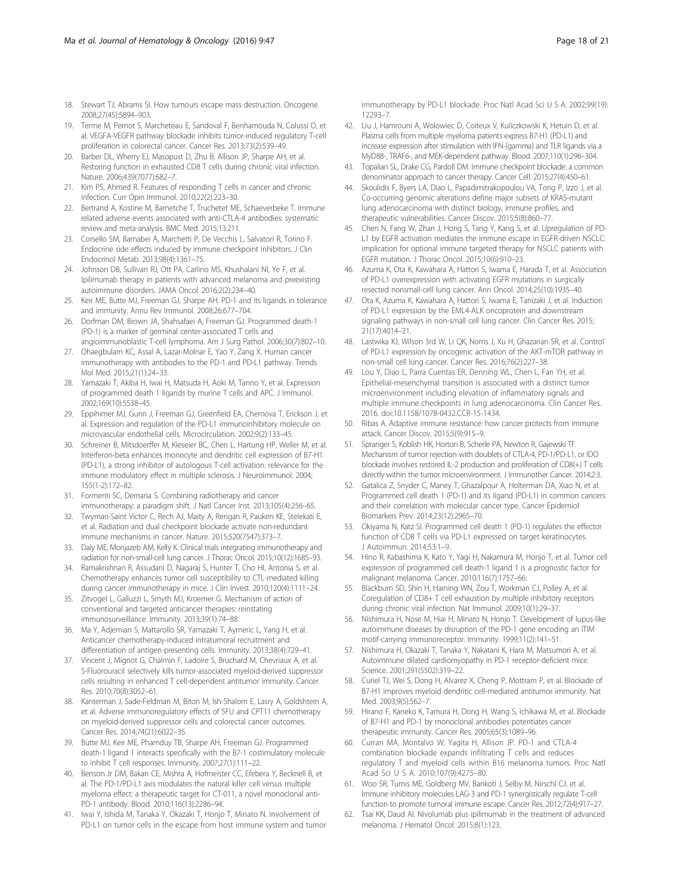18. Stewart TJ, Abrams SI. How tumours escape mass destruction. Oncogene. 2008;27(45):5894–903.
19. Terme M, Pernot S, Marcheteau E, Sandoval F, Benhamouda N, Colussi O, et al. VEGFA-VEGFR pathway blockade inhibits tumor-induced regulatory T-cell proliferation in colorectal cancer. Cancer Res. 2013;73(2):539–49.
20. Barber DL, Wherry EJ, Masopust D, Zhu B, Allison JP, Sharpe AH, et al. Restoring function in exhausted CD8 T cells during chronic viral infection. Nature. 2006;439(7077):682–7.
21. Kim PS, Ahmed R. Features of responding T cells in cancer and chronic infection. Curr Opin Immunol. 2010;22(2):223–30.
22. Bertrand A, Kostine M, Barnetche T, Truchetet ME, Schaeverbeke T. Immune related adverse events associated with anti-CTLA-4 antibodies: systematic review and meta-analysis. BMC Med. 2015;13:211.
23. Corsello SM, Barnabei A, Marchetti P, De Vecchis L, Salvatori R, Torino F. Endocrine side effects induced by immune checkpoint inhibitors. J Clin Endocrinol Metab. 2013;98(4):1361–75.
24. Johnson DB, Sullivan RJ, Ott PA, Carlino MS, Khushalani NI, Ye F, et al. Ipilimumab therapy in patients with advanced melanoma and preexisting autoimmune disorders. JAMA Oncol. 2016;2(2):234–40.
25. Keir ME, Butte MJ, Freeman GJ, Sharpe AH. PD-1 and its ligands in tolerance and immunity. Annu Rev Immunol. 2008;26:677–704.
26. Dorfman DM, Brown JA, Shahsafaei A, Freeman GJ. Programmed death-1 (PD-1) is a marker of germinal center-associated T cells and angioimmunoblastic T-cell lymphoma. Am J Surg Pathol. 2006;30(7):802–10.
27. Ohaegbulam KC, Assal A, Lazar-Molnar E, Yao Y, Zang X. Human cancer immunotherapy with antibodies to the PD-1 and PD-L1 pathway. Trends Mol Med. 2015;21(1):24–33.
28. Yamazaki T, Akiba H, Iwai H, Matsuda H, Aoki M, Tanno Y, et al. Expression of programmed death 1 ligands by murine T cells and APC. J Immunol. 2002;169(10):5538–45.
29. Eppihimer MJ, Gunn J, Freeman GJ, Greenfield EA, Chernova T, Erickson J, et al. Expression and regulation of the PD-L1 immunoinhibitory molecule on microvascular endothelial cells. Microcirculation. 2002;9(2):133–45.
30. Schreiner B, Mitsdoerffer M, Kieseier BC, Chen L, Hartung HP, Weller M, et al. Interferon-beta enhances monocyte and dendritic cell expression of B7-H1 (PD-L1), a strong inhibitor of autologous T-cell activation: relevance for the immune modulatory effect in multiple sclerosis. J Neuroimmunol. 2004; 155(1-2):172–82.
31. Formenti SC, Demaria S. Combining radiotherapy and cancer immunotherapy: a paradigm shift. J Natl Cancer Inst. 2013;105(4):256–65.
32. Twyman-Saint Victor C, Rech AJ, Maity A, Rengan R, Pauken KE, Stelekati E, et al. Radiation and dual checkpoint blockade activate non-redundant immune mechanisms in cancer. Nature. 2015;520(7547):373–7.
33. Daly ME, Monjazeb AM, Kelly K. Clinical trials integrating immunotherapy and radiation for non-small-cell lung cancer. J Thorac Oncol. 2015;10(12):1685–93.
34. Ramakrishnan R, Assudani D, Nagaraj S, Hunter T, Cho HI, Antonia S, et al. Chemotherapy enhances tumor cell susceptibility to CTL-mediated killing during cancer immunotherapy in mice. J Clin Invest. 2010;120(4):1111–24.
35. Zitvogel L, Galluzzi L, Smyth MJ, Kroemer G. Mechanism of action of conventional and targeted anticancer therapies: reinstating immunosurveillance. Immunity. 2013;39(1):74–88.
36. Ma Y, Adjemian S, Mattarollo SR, Yamazaki T, Aymeric L, Yang H, et al. Anticancer chemotherapy-induced intratumoral recruitment and differentiation of antigen-presenting cells. Immunity. 2013;38(4):729–41.
37. Vincent J, Mignot G, Chalmin F, Ladoire S, Bruchard M, Chevriaux A, et al. 5-Fluorouracil selectively kills tumor-associated myeloid-derived suppressor cells resulting in enhanced T cell-dependent antitumor immunity. Cancer Res. 2010;70(8):3052–61.
38. Kanterman J, Sade-Feldman M, Biton M, Ish-Shalom E, Lasry A, Goldshtein A, et al. Adverse immunoregulatory effects of 5FU and CPT11 chemotherapy on myeloid-derived suppressor cells and colorectal cancer outcomes. Cancer Res. 2014;74(21):6022–35.
39. Butte MJ, Keir ME, Phamduy TB, Sharpe AH, Freeman GJ. Programmed death-1 ligand 1 interacts specifically with the B7-1 costimulatory molecule to inhibit T cell responses. Immunity. 2007;27(1):111–22.
40. Benson Jr DM, Bakan CE, Mishra A, Hofmeister CC, Efebera Y, Becknell B, et al. The PD-1/PD-L1 axis modulates the natural killer cell versus multiple myeloma effect: a therapeutic target for CT-011, a novel monoclonal anti-PD-1 antibody. Blood. 2010;116(13):2286–94.
41. Iwai Y, Ishida M, Tanaka Y, Okazaki T, Honjo T, Minato N. Involvement of PD-L1 on tumor cells in the escape from host immune system and tumor immunotherapy by PD-L1 blockade. Proc Natl Acad Sci U S A. 2002;99(19): 12293–7.
42. Liu J, Hamrouni A, Wolowiec D, Coiteux V, Kuliczkowski K, Hetuin D, et al. Plasma cells from multiple myeloma patients express B7-H1 (PD-L1) and increase expression after stimulation with IFN-{gamma} and TLR ligands via a MyD88-, TRAF6-, and MEK-dependent pathway. Blood. 2007;110(1):296–304.
43. Topalian SL, Drake CG, Pardoll DM. Immune checkpoint blockade: a common denominator approach to cancer therapy. Cancer Cell. 2015;27(4):450–61.
44. Skoulidis F, Byers LA, Diao L, Papadimitrakopoulou VA, Tong P, Izzo J, et al. Co-occurring genomic alterations define major subsets of KRAS-mutant lung adenocarcinoma with distinct biology, immune profiles, and therapeutic vulnerabilities. Cancer Discov. 2015;5(8):860–77.
45. Chen N, Fang W, Zhan J, Hong S, Tang Y, Kang S, et al. Upregulation of PD-L1 by EGFR activation mediates the immune escape in EGFR-driven NSCLC: implication for optional immune targeted therapy for NSCLC patients with EGFR mutation. J Thorac Oncol. 2015;10(6):910–23.
46. Azuma K, Ota K, Kawahara A, Hattori S, Iwama E, Harada T, et al. Association of PD-L1 overexpression with activating EGFR mutations in surgically resected nonsmall-cell lung cancer. Ann Oncol. 2014;25(10):1935–40.
47. Ota K, Azuma K, Kawahara A, Hattori S, Iwama E, Tanizaki J, et al. Induction of PD-L1 expression by the EML4-ALK oncoprotein and downstream signaling pathways in non-small cell lung cancer. Clin Cancer Res. 2015; 21(17):4014–21.
48. Lastwika KJ, Wilson 3rd W, Li QK, Norris J, Xu H, Ghazarian SR, et al. Control of PD-L1 expression by oncogenic activation of the AKT-mTOR pathway in non-small cell lung cancer. Cancer Res. 2016;76(2):227–38.
49. Lou Y, Diao L, Parra Cuentas ER, Denning WL, Chen L, Fan YH, et al. Epithelial-mesenchymal transition is associated with a distinct tumor microenvironment including elevation of inflammatory signals and multiple immune checkpoints in lung adenocarcinoma. Clin Cancer Res. 2016. doi:10.1158/1078-0432.CCR-15-1434.
50. Ribas A. Adaptive immune resistance: how cancer protects from immune attack. Cancer Discov. 2015;5(9):915–9.
51. Spranger S, Koblish HK, Horton B, Scherle PA, Newton R, Gajewski TF. Mechanism of tumor rejection with doublets of CTLA-4, PD-1/PD-L1, or IDO blockade involves restored IL-2 production and proliferation of CD8(+) T cells directly within the tumor microenvironment. J Immunother Cancer. 2014;2:3.
52. Gatalica Z, Snyder C, Maney T, Ghazalpour A, Holterman DA, Xiao N, et al. Programmed cell death 1 (PD-1) and its ligand (PD-L1) in common cancers and their correlation with molecular cancer type. Cancer Epidemiol Biomarkers Prev. 2014;23(12):2965–70.
53. Okiyama N, Katz SI. Programmed cell death 1 (PD-1) regulates the effector function of CD8 T cells via PD-L1 expressed on target keratinocytes. J Autoimmun. 2014;53:1–9.
54. Hino R, Kabashima K, Kato Y, Yagi H, Nakamura M, Honjo T, et al. Tumor cell expression of programmed cell death-1 ligand 1 is a prognostic factor for malignant melanoma. Cancer. 2010;116(7):1757–66.
55. Blackburn SD, Shin H, Haining WN, Zou T, Workman CJ, Polley A, et al. Coregulation of CD8+ T cell exhaustion by multiple inhibitory receptors during chronic viral infection. Nat Immunol. 2009;10(1):29–37.
56. Nishimura H, Nose M, Hiai H, Minato N, Honjo T. Development of lupus-like autoimmune diseases by disruption of the PD-1 gene encoding an ITIM motif-carrying immunoreceptor. Immunity. 1999;11(2):141–51.
57. Nishimura H, Okazaki T, Tanaka Y, Nakatani K, Hara M, Matsumori A, et al. Autoimmune dilated cardiomyopathy in PD-1 receptor-deficient mice. Science. 2001;291(5502):319–22.
58. Curiel TJ, Wei S, Dong H, Alvarez X, Cheng P, Mottram P, et al. Blockade of B7-H1 improves myeloid dendritic cell-mediated antitumor immunity. Nat Med. 2003;9(5):562–7.
59. Hirano F, Kaneko K, Tamura H, Dong H, Wang S, Ichikawa M, et al. Blockade of B7-H1 and PD-1 by monoclonal antibodies potentiates cancer therapeutic immunity. Cancer Res. 2005;65(3):1089–96.
60. Curran MA, Montalvo W, Yagita H, Allison JP. PD-1 and CTLA-4 combination blockade expands infiltrating T cells and reduces regulatory T and myeloid cells within B16 melanoma tumors. Proc Natl Acad Sci U S A. 2010;107(9):4275–80.
61. Woo SR, Turnis ME, Goldberg MV, Bankoti J, Selby M, Nirschl CJ, et al. Immune inhibitory molecules LAG-3 and PD-1 synergistically regulate T-cell function to promote tumoral immune escape. Cancer Res. 2012;72(4):917–27.
62. Tsai KK, Daud AI. Nivolumab plus ipilimumab in the treatment of advanced melanoma. J Hematol Oncol. 2015;8(1):123.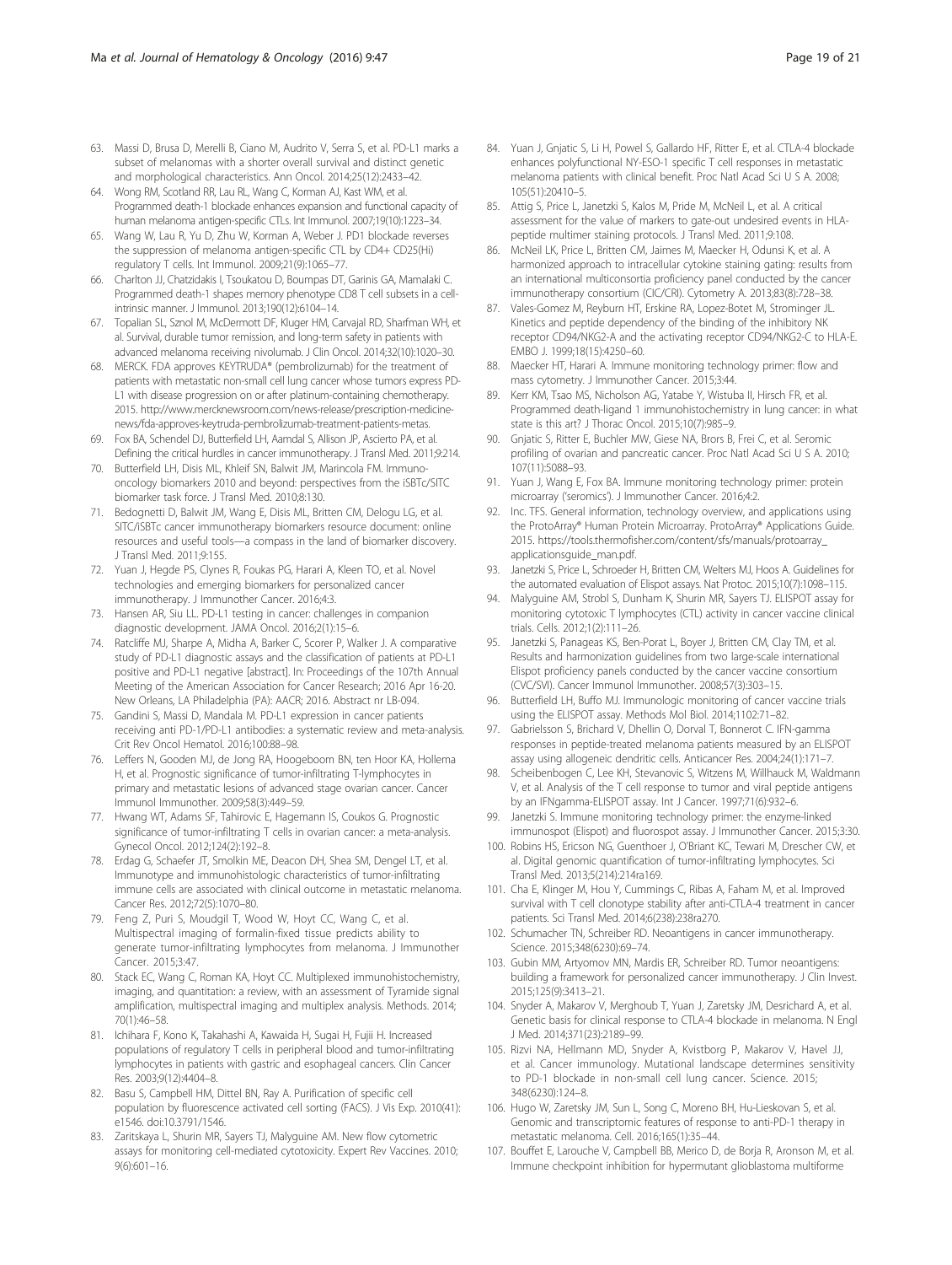63. Massi D, Brusa D, Merelli B, Ciano M, Audrito V, Serra S, et al. PD-L1 marks a subset of melanomas with a shorter overall survival and distinct genetic and morphological characteristics. Ann Oncol. 2014;25(12):2433–42.
64. Wong RM, Scotland RR, Lau RL, Wang C, Korman AJ, Kast WM, et al. Programmed death-1 blockade enhances expansion and functional capacity of human melanoma antigen-specific CTLs. Int Immunol. 2007;19(10):1223–34.
65. Wang W, Lau R, Yu D, Zhu W, Korman A, Weber J. PD1 blockade reverses the suppression of melanoma antigen-specific CTL by CD4+ CD25(Hi) regulatory T cells. Int Immunol. 2009;21(9):1065–77.
66. Charlton JJ, Chatzidakis I, Tsoukatou D, Boumpas DT, Garinis GA, Mamalaki C. Programmed death-1 shapes memory phenotype CD8 T cell subsets in a cell-intrinsic manner. J Immunol. 2013;190(12):6104–14.
67. Topalian SL, Sznol M, McDermott DF, Kluger HM, Carvajal RD, Sharfman WH, et al. Survival, durable tumor remission, and long-term safety in patients with advanced melanoma receiving nivolumab. J Clin Oncol. 2014;32(10):1020–30.
68. MERCK. FDA approves KEYTRUDA® (pembrolizumab) for the treatment of patients with metastatic non-small cell lung cancer whose tumors express PD-L1 with disease progression on or after platinum-containing chemotherapy. 2015. http://www.mercknewsroom.com/news-release/prescription-medicine-news/fda-approves-keytruda-pembrolizumab-treatment-patients-metas.
69. Fox BA, Schendel DJ, Butterfield LH, Aamdal S, Allison JP, Ascierto PA, et al. Defining the critical hurdles in cancer immunotherapy. J Transl Med. 2011;9:214.
70. Butterfield LH, Disis ML, Khleif SN, Balwit JM, Marincola FM. Immuno-oncology biomarkers 2010 and beyond: perspectives from the iSBTc/SITC biomarker task force. J Transl Med. 2010;8:130.
71. Bedognetti D, Balwit JM, Wang E, Disis ML, Britten CM, Delogu LG, et al. SITC/iSBTc cancer immunotherapy biomarkers resource document: online resources and useful tools—a compass in the land of biomarker discovery. J Transl Med. 2011;9:155.
72. Yuan J, Hegde PS, Clynes R, Foukas PG, Harari A, Kleen TO, et al. Novel technologies and emerging biomarkers for personalized cancer immunotherapy. J Immunother Cancer. 2016;4:3.
73. Hansen AR, Siu LL. PD-L1 testing in cancer: challenges in companion diagnostic development. JAMA Oncol. 2016;2(1):15–6.
74. Ratcliffe MJ, Sharpe A, Midha A, Barker C, Scorer P, Walker J. A comparative study of PD-L1 diagnostic assays and the classification of patients at PD-L1 positive and PD-L1 negative [abstract]. In: Proceedings of the 107th Annual Meeting of the American Association for Cancer Research; 2016 Apr 16-20. New Orleans, LA Philadelphia (PA): AACR; 2016. Abstract nr LB-094.
75. Gandini S, Massi D, Mandala M. PD-L1 expression in cancer patients receiving anti PD-1/PD-L1 antibodies: a systematic review and meta-analysis. Crit Rev Oncol Hematol. 2016;100:88–98.
76. Leffers N, Gooden MJ, de Jong RA, Hoogeboom BN, ten Hoor KA, Hollema H, et al. Prognostic significance of tumor-infiltrating T-lymphocytes in primary and metastatic lesions of advanced stage ovarian cancer. Cancer Immunol Immunother. 2009;58(3):449–59.
77. Hwang WT, Adams SF, Tahirovic E, Hagemann IS, Coukos G. Prognostic significance of tumor-infiltrating T cells in ovarian cancer: a meta-analysis. Gynecol Oncol. 2012;124(2):192–8.
78. Erdag G, Schaefer JT, Smolkin ME, Deacon DH, Shea SM, Dengel LT, et al. Immunotype and immunohistologic characteristics of tumor-infiltrating immune cells are associated with clinical outcome in metastatic melanoma. Cancer Res. 2012;72(5):1070–80.
79. Feng Z, Puri S, Moudgil T, Wood W, Hoyt CC, Wang C, et al. Multispectral imaging of formalin-fixed tissue predicts ability to generate tumor-infiltrating lymphocytes from melanoma. J Immunother Cancer. 2015;3:47.
80. Stack EC, Wang C, Roman KA, Hoyt CC. Multiplexed immunohistochemistry, imaging, and quantitation: a review, with an assessment of Tyramide signal amplification, multispectral imaging and multiplex analysis. Methods. 2014;70(1):46–58.
81. Ichihara F, Kono K, Takahashi A, Kawaida H, Sugai H, Fujii H. Increased populations of regulatory T cells in peripheral blood and tumor-infiltrating lymphocytes in patients with gastric and esophageal cancers. Clin Cancer Res. 2003;9(12):4404–8.
82. Basu S, Campbell HM, Dittel BN, Ray A. Purification of specific cell population by fluorescence activated cell sorting (FACS). J Vis Exp. 2010(41):e1546. doi:10.3791/1546.
83. Zaritskaya L, Shurin MR, Sayers TJ, Malyguine AM. New flow cytometric assays for monitoring cell-mediated cytotoxicity. Expert Rev Vaccines. 2010;9(6):601–16.
84. Yuan J, Gnjatic S, Li H, Powel S, Gallardo HF, Ritter E, et al. CTLA-4 blockade enhances polyfunctional NY-ESO-1 specific T cell responses in metastatic melanoma patients with clinical benefit. Proc Natl Acad Sci U S A. 2008;105(51):20410–5.
85. Attig S, Price L, Janetzki S, Kalos M, Pride M, McNeil L, et al. A critical assessment for the value of markers to gate-out undesired events in HLA-peptide multimer staining protocols. J Transl Med. 2011;9:108.
86. McNeil LK, Price L, Britten CM, Jaimes M, Maecker H, Odunsi K, et al. A harmonized approach to intracellular cytokine staining gating: results from an international multiconsortia proficiency panel conducted by the cancer immunotherapy consortium (CIC/CRI). Cytometry A. 2013;83(8):728–38.
87. Vales-Gomez M, Reyburn HT, Erskine RA, Lopez-Botet M, Strominger JL. Kinetics and peptide dependency of the binding of the inhibitory NK receptor CD94/NKG2-A and the activating receptor CD94/NKG2-C to HLA-E. EMBO J. 1999;18(15):4250–60.
88. Maecker HT, Harari A. Immune monitoring technology primer: flow and mass cytometry. J Immunother Cancer. 2015;3:44.
89. Kerr KM, Tsao MS, Nicholson AG, Yatabe Y, Wistuba II, Hirsch FR, et al. Programmed death-ligand 1 immunohistochemistry in lung cancer: in what state is this art? J Thorac Oncol. 2015;10(7):985–9.
90. Gnjatic S, Ritter E, Buchler MW, Giese NA, Brors B, Frei C, et al. Seromic profiling of ovarian and pancreatic cancer. Proc Natl Acad Sci U S A. 2010;107(11):5088–93.
91. Yuan J, Wang E, Fox BA. Immune monitoring technology primer: protein microarray ('seromics'). J Immunother Cancer. 2016;4:2.
92. Inc. TFS. General information, technology overview, and applications using the ProtoArray® Human Protein Microarray. ProtoArray® Applications Guide. 2015. https://tools.thermofisher.com/content/sfs/manuals/protoarray_applicationsguide_man.pdf.
93. Janetzki S, Price L, Schroeder H, Britten CM, Welters MJ, Hoos A. Guidelines for the automated evaluation of Elispot assays. Nat Protoc. 2015;10(7):1098–115.
94. Malyguine AM, Strobl S, Dunham K, Shurin MR, Sayers TJ. ELISPOT assay for monitoring cytotoxic T lymphocytes (CTL) activity in cancer vaccine clinical trials. Cells. 2012;1(2):111–26.
95. Janetzki S, Panageas KS, Ben-Porat L, Boyer J, Britten CM, Clay TM, et al. Results and harmonization guidelines from two large-scale international Elispot proficiency panels conducted by the cancer vaccine consortium (CVC/SVI). Cancer Immunol Immunother. 2008;57(3):303–15.
96. Butterfield LH, Buffo MJ. Immunologic monitoring of cancer vaccine trials using the ELISPOT assay. Methods Mol Biol. 2014;1102:71–82.
97. Gabrielsson S, Brichard V, Dhellin O, Dorval T, Bonnerot C. IFN-gamma responses in peptide-treated melanoma patients measured by an ELISPOT assay using allogeneic dendritic cells. Anticancer Res. 2004;24(1):171–7.
98. Scheibenbogen C, Lee KH, Stevanovic S, Witzens M, Willhauck M, Waldmann V, et al. Analysis of the T cell response to tumor and viral peptide antigens by an IFNgamma-ELISPOT assay. Int J Cancer. 1997;71(6):932–6.
99. Janetzki S. Immune monitoring technology primer: the enzyme-linked immunospot (Elispot) and fluorospot assay. J Immunother Cancer. 2015;3:30.
100. Robins HS, Ericson NG, Guenthoer J, O'Briant KC, Tewari M, Drescher CW, et al. Digital genomic quantification of tumor-infiltrating lymphocytes. Sci Transl Med. 2013;5(214):214ra169.
101. Cha E, Klinger M, Hou Y, Cummings C, Ribas A, Faham M, et al. Improved survival with T cell clonotype stability after anti-CTLA-4 treatment in cancer patients. Sci Transl Med. 2014;6(238):238ra270.
102. Schumacher TN, Schreiber RD. Neoantigens in cancer immunotherapy. Science. 2015;348(6230):69–74.
103. Gubin MM, Artyomov MN, Mardis ER, Schreiber RD. Tumor neoantigens: building a framework for personalized cancer immunotherapy. J Clin Invest. 2015;125(9):3413–21.
104. Snyder A, Makarov V, Merghoub T, Yuan J, Zaretsky JM, Desrichard A, et al. Genetic basis for clinical response to CTLA-4 blockade in melanoma. N Engl J Med. 2014;371(23):2189–99.
105. Rizvi NA, Hellmann MD, Snyder A, Kvistborg P, Makarov V, Havel JJ, et al. Cancer immunology. Mutational landscape determines sensitivity to PD-1 blockade in non-small cell lung cancer. Science. 2015;348(6230):124–8.
106. Hugo W, Zaretsky JM, Sun L, Song C, Moreno BH, Hu-Lieskovan S, et al. Genomic and transcriptomic features of response to anti-PD-1 therapy in metastatic melanoma. Cell. 2016;165(1):35–44.
107. Bouffet E, Larouche V, Campbell BB, Merico D, de Borja R, Aronson M, et al. Immune checkpoint inhibition for hypermutant glioblastoma multiforme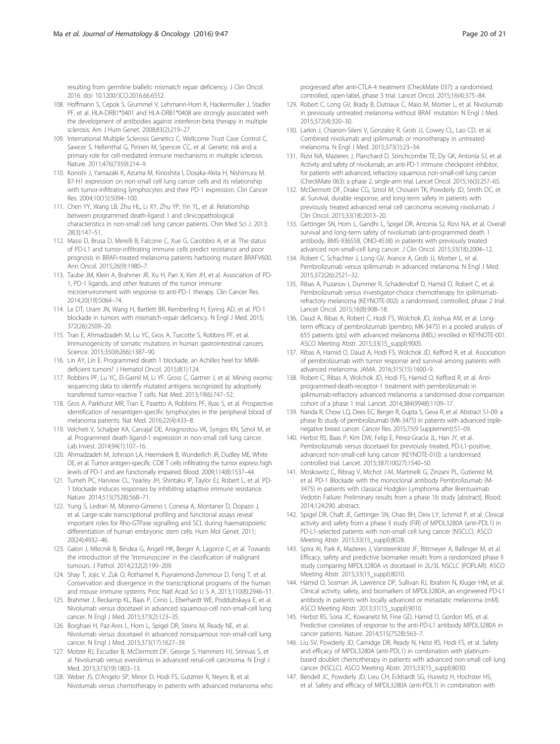resulting from germline biallelic mismatch repair deficiency. J Clin Oncol. 2016. doi: 10.1200/JCO.2016.66.6552.

108. Hoffmann S, Cepok S, Grummel V, Lehmann-Horn K, Hackermuller J, Stadler PF, et al. HLA-DRB1*0401 and HLA-DRB1*0408 are strongly associated with the development of antibodies against interferon-beta therapy in multiple sclerosis. Am J Hum Genet. 2008;83(2):219–27.
109. International Multiple Sclerosis Genetics C, Wellcome Trust Case Control C, Sawcer S, Hellenthal G, Pirinen M, Spencer CC, et al. Genetic risk and a primary role for cell-mediated immune mechanisms in multiple sclerosis. Nature. 2011;476(7359):214–9.
110. Konishi J, Yamazaki K, Azuma M, Kinoshita I, Dosaka-Akita H, Nishimura M. B7-H1 expression on non-small cell lung cancer cells and its relationship with tumor-infiltrating lymphocytes and their PD-1 expression. Clin Cancer Res. 2004;10(15):5094–100.
111. Chen YY, Wang LB, Zhu HL, Li XY, Zhu YP, Yin YL, et al. Relationship between programmed death-ligand 1 and clinicopathological characteristics in non-small cell lung cancer patients. Chin Med Sci J. 2013; 28(3):147–51.
112. Massi D, Brusa D, Merelli B, Falcone C, Xue G, Carobbio A, et al. The status of PD-L1 and tumor-infiltrating immune cells predict resistance and poor prognosis in BRAFi-treated melanoma patients harboring mutant BRAFV600. Ann Oncol. 2015;26(9):1980–7.
113. Taube JM, Klein A, Brahmer JR, Xu H, Pan X, Kim JH, et al. Association of PD-1, PD-1 ligands, and other features of the tumor immune microenvironment with response to anti-PD-1 therapy. Clin Cancer Res. 2014;20(19):5064–74.
114. Le DT, Uram JN, Wang H, Bartlett BR, Kemberling H, Eyring AD, et al. PD-1 blockade in tumors with mismatch-repair deficiency. N Engl J Med. 2015; 372(26):2509–20.
115. Tran E, Ahmadzadeh M, Lu YC, Gros A, Turcotte S, Robbins PF, et al. Immunogenicity of somatic mutations in human gastrointestinal cancers. Science. 2015;350(6266):1387–90.
116. Lin AY, Lin E. Programmed death 1 blockade, an Achilles heel for MMR-deficient tumors? J Hematol Oncol. 2015;8(1):124.
117. Robbins PF, Lu YC, El-Gamil M, Li YF, Gross C, Gartner J, et al. Mining exomic sequencing data to identify mutated antigens recognized by adoptively transferred tumor-reactive T cells. Nat Med. 2013;19(6):747–52.
118. Gros A, Parkhurst MR, Tran E, Pasetto A, Robbins PF, Ilyas S, et al. Prospective identification of neoantigen-specific lymphocytes in the peripheral blood of melanoma patients. Nat Med. 2016;22(4):433–8.
119. Velcheti V, Schalper KA, Carvajal DE, Anagnostou VK, Syrigos KN, Sznol M, et al. Programmed death ligand-1 expression in non-small cell lung cancer. Lab Invest. 2014;94(1):107–16.
120. Ahmadzadeh M, Johnson LA, Heemskerk B, Wunderlich JR, Dudley ME, White DE, et al. Tumor antigen-specific CD8 T cells infiltrating the tumor express high levels of PD-1 and are functionally impaired. Blood. 2009;114(8):1537–44.
121. Tumeh PC, Harview CL, Yearley JH, Shintaku IP, Taylor EJ, Robert L, et al. PD-1 blockade induces responses by inhibiting adaptive immune resistance. Nature. 2014;515(7528):568–71.
122. Yung S, Ledran M, Moreno-Gimeno I, Conesa A, Montaner D, Dopazo J, et al. Large-scale transcriptional profiling and functional assays reveal important roles for Rho-GTPase signalling and SCL during haematopoietic differentiation of human embryonic stem cells. Hum Mol Genet. 2011; 20(24):4932–46.
123. Galon J, Mlecnik B, Bindea G, Angell HK, Berger A, Lagorce C, et al. Towards the introduction of the 'Immunoscore' in the classification of malignant tumours. J Pathol. 2014;232(2):199–209.
124. Shay T, Jojic V, Zuk O, Rothamel K, Puyraimond-Zemmour D, Feng T, et al. Conservation and divergence in the transcriptional programs of the human and mouse immune systems. Proc Natl Acad Sci U S A. 2013;110(8):2946–51.
125. Brahmer J, Reckamp KL, Baas P, Crino L, Eberhardt WE, Poddubskaya E, et al. Nivolumab versus docetaxel in advanced squamous-cell non-small-cell lung cancer. N Engl J Med. 2015;373(2):123–35.
126. Borghaei H, Paz-Ares L, Horn L, Spigel DR, Steins M, Ready NE, et al. Nivolumab versus docetaxel in advanced nonsquamous non-small-cell lung cancer. N Engl J Med. 2015;373(17):1627–39.
127. Motzer RJ, Escudier B, McDermott DF, George S, Hammers HJ, Srinivas S, et al. Nivolumab versus everolimus in advanced renal-cell carcinoma. N Engl J Med. 2015;373(19):1803–13.
128. Weber JS, D'Angelo SP, Minor D, Hodi FS, Gutzmer R, Neyns B, et al. Nivolumab versus chemotherapy in patients with advanced melanoma who progressed after anti-CTLA-4 treatment (CheckMate 037): a randomised, controlled, open-label, phase 3 trial. Lancet Oncol. 2015;16(4):375–84.
129. Robert C, Long GV, Brady B, Dutriaux C, Maio M, Mortier L, et al. Nivolumab in previously untreated melanoma without BRAF mutation. N Engl J Med. 2015;372(4):320–30.
130. Larkin J, Chiarion-Sileni V, Gonzalez R, Grob JJ, Cowey CL, Lao CD, et al. Combined nivolumab and ipilimumab or monotherapy in untreated melanoma. N Engl J Med. 2015;373(1):23–34.
131. Rizvi NA, Mazieres J, Planchard D, Stinchcombe TE, Dy GK, Antonia SJ, et al. Activity and safety of nivolumab, an anti-PD-1 immune checkpoint inhibitor, for patients with advanced, refractory squamous non-small-cell lung cancer (CheckMate 063): a phase 2, single-arm trial. Lancet Oncol. 2015;16(3):257–65.
132. McDermott DF, Drake CG, Sznol M, Choueiri TK, Powderly JD, Smith DC, et al. Survival, durable response, and long-term safety in patients with previously treated advanced renal cell carcinoma receiving nivolumab. J Clin Oncol. 2015;33(18):2013–20.
133. Gettinger SN, Horn L, Gandhi L, Spigel DR, Antonia SJ, Rizvi NA, et al. Overall survival and long-term safety of nivolumab (anti-programmed death 1 antibody, BMS-936558, ONO-4538) in patients with previously treated advanced non-small-cell lung cancer. J Clin Oncol. 2015;33(18):2004–12.
134. Robert C, Schachter J, Long GV, Arance A, Grob JJ, Mortier L, et al. Pembrolizumab versus ipilimumab in advanced melanoma. N Engl J Med. 2015;372(26):2521–32.
135. Ribas A, Puzanov I, Dummer R, Schadendorf D, Hamid O, Robert C, et al. Pembrolizumab versus investigator-choice chemotherapy for ipilimumab-refractory melanoma (KEYNOTE-002): a randomised, controlled, phase 2 trial. Lancet Oncol. 2015;16(8):908–18.
136. Daud A, Ribas A, Robert C, Hodi FS, Wolchok JD, Joshua AM, et al. Long-term efficacy of pembrolizumab (pembro; MK-3475) in a pooled analysis of 655 patients (pts) with advanced melanoma (MEL) enrolled in KEYNOTE-001. ASCO Meeting Abstr. 2015;33(15_suppl):9005.
137. Ribas A, Hamid O, Daud A, Hodi FS, Wolchok JD, Kefford R, et al. Association of pembrolizumab with tumor response and survival among patients with advanced melanoma. JAMA. 2016;315(15):1600–9.
138. Robert C, Ribas A, Wolchok JD, Hodi FS, Hamid O, Kefford R, et al. Anti-programmed-death-receptor-1 treatment with pembrolizumab in ipilimumab-refractory advanced melanoma: a randomised dose-comparison cohort of a phase 1 trial. Lancet. 2014;384(9948):1109–17.
139. Nanda R, Chow LQ, Dees EC, Berger R, Gupta S, Geva R, et al. Abstract S1-09: a phase Ib study of pembrolizumab (MK-3475) in patients with advanced triple-negative breast cancer. Cancer Res. 2015;75(9 Supplement):S1–09.
140. Herbst RS, Baas P, Kim DW, Felip E, Perez-Gracia JL, Han JY, et al. Pembrolizumab versus docetaxel for previously treated, PD-L1-positive, advanced non-small-cell lung cancer (KEYNOTE-010): a randomised controlled trial. Lancet. 2015;387(10027):1540–50.
141. Moskowitz C, Ribrag V, Michot J-M, Martinelli G, Zinzani PL, Gutierrez M, et al. PD-1 Blockade with the monoclonal antibody Pembrolizumab (M-3475) in patients with classical Hodgkin Lymphoma after Brentuximab Vedotin Failure: Preliminary results from a phase 1b study [abstract]. Blood. 2014;124:290. abstract.
142. Spigel DR, Chaft JE, Gettinger SN, Chao BH, Dirix LY, Schmid P, et al. Clinical activity and safety from a phase II study (FIR) of MPDL3280A (anti-PDL1) in PD-L1-selected patients with non-small cell lung cancer (NSCLC). ASCO Meeting Abstr. 2015;33(15_suppl):8028.
143. Spira AI, Park K, Mazieres J, Vansteenkiste JF, Rittmeyer A, Ballinger M, et al. Efficacy, safety and predictive biomarker results from a randomized phase II study comparing MPDL3280A vs docetaxel in 2L/3L NSCLC (POPLAR). ASCO Meeting Abstr. 2015;33(15_suppl):8010.
144. Hamid O, Sosman JA, Lawrence DP, Sullivan RJ, Ibrahim N, Kluger HM, et al. Clinical activity, safety, and biomarkers of MPDL3280A, an engineered PD-L1 antibody in patients with locally advanced or metastatic melanoma (mM). ASCO Meeting Abstr. 2013;31(15_suppl):9010.
145. Herbst RS, Soria JC, Kowanetz M, Fine GD, Hamid O, Gordon MS, et al. Predictive correlates of response to the anti-PD-L1 antibody MPDL3280A in cancer patients. Nature. 2014;515(7528):563–7.
146. Liu SV, Powderly JD, Camidge DR, Ready N, Heist RS, Hodi FS, et al. Safety and efficacy of MPDL3280A (anti-PDL1) in combination with platinum-based doublet chemotherapy in patients with advanced non-small cell lung cancer (NSCLC). ASCO Meeting Abstr. 2015;33(15_suppl):8030.
147. Bendell JC, Powderly JD, Lieu CH, Eckhardt SG, Hurwitz H, Hochster HS, et al. Safety and efficacy of MPDL3280A (anti-PDL1) in combination with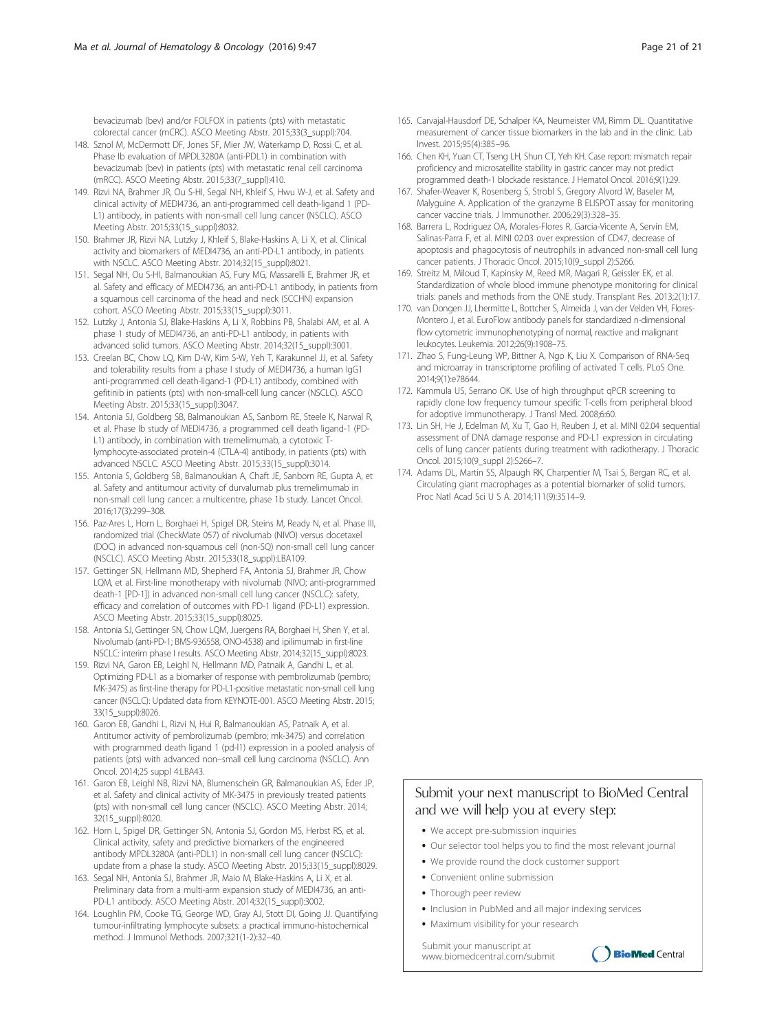bevacizumab (bev) and/or FOLFOX in patients (pts) with metastatic colorectal cancer (mCRC). ASCO Meeting Abstr. 2015;33(3_suppl):704.

148. Sznol M, McDermott DF, Jones SF, Mier JW, Waterkamp D, Rossi C, et al. Phase Ib evaluation of MPDL3280A (anti-PDL1) in combination with bevacizumab (bev) in patients (pts) with metastatic renal cell carcinoma (mRCC). ASCO Meeting Abstr. 2015;33(7_suppl):410.
149. Rizvi NA, Brahmer JR, Ou S-HI, Segal NH, Khleif S, Hwu W-J, et al. Safety and clinical activity of MEDI4736, an anti-programmed cell death-ligand 1 (PD-L1) antibody, in patients with non-small cell lung cancer (NSCLC). ASCO Meeting Abstr. 2015;33(15_suppl):8032.
150. Brahmer JR, Rizvi NA, Lutzky J, Khleif S, Blake-Haskins A, Li X, et al. Clinical activity and biomarkers of MEDI4736, an anti-PD-L1 antibody, in patients with NSCLC. ASCO Meeting Abstr. 2014;32(15_suppl):8021.
151. Segal NH, Ou S-HI, Balmanoukian AS, Fury MG, Massarelli E, Brahmer JR, et al. Safety and efficacy of MEDI4736, an anti-PD-L1 antibody, in patients from a squamous cell carcinoma of the head and neck (SCCHN) expansion cohort. ASCO Meeting Abstr. 2015;33(15_suppl):3011.
152. Lutzky J, Antonia SJ, Blake-Haskins A, Li X, Robbins PB, Shalabi AM, et al. A phase 1 study of MEDI4736, an anti-PD-L1 antibody, in patients with advanced solid tumors. ASCO Meeting Abstr. 2014;32(15_suppl):3001.
153. Creelan BC, Chow LQ, Kim D-W, Kim S-W, Yeh T, Karakunnel JJ, et al. Safety and tolerability results from a phase I study of MEDI4736, a human IgG1 anti-programmed cell death-ligand-1 (PD-L1) antibody, combined with gefitinib in patients (pts) with non-small-cell lung cancer (NSCLC). ASCO Meeting Abstr. 2015;33(15_suppl):3047.
154. Antonia SJ, Goldberg SB, Balmanoukian AS, Sanborn RE, Steele K, Narwal R, et al. Phase Ib study of MEDI4736, a programmed cell death ligand-1 (PD-L1) antibody, in combination with tremelimumab, a cytotoxic T-lymphocyte-associated protein-4 (CTLA-4) antibody, in patients (pts) with advanced NSCLC. ASCO Meeting Abstr. 2015;33(15_suppl):3014.
155. Antonia S, Goldberg SB, Balmanoukian A, Chaft JE, Sanborn RE, Gupta A, et al. Safety and antitumour activity of durvalumab plus tremelimumab in non-small cell lung cancer: a multicentre, phase 1b study. Lancet Oncol. 2016;17(3):299–308.
156. Paz-Ares L, Horn L, Borghaei H, Spigel DR, Steins M, Ready N, et al. Phase III, randomized trial (CheckMate 057) of nivolumab (NIVO) versus docetaxel (DOC) in advanced non-squamous cell (non-SQ) non-small cell lung cancer (NSCLC). ASCO Meeting Abstr. 2015;33(18_suppl):LBA109.
157. Gettinger SN, Hellmann MD, Shepherd FA, Antonia SJ, Brahmer JR, Chow LQM, et al. First-line monotherapy with nivolumab (NIVO; anti-programmed death-1 [PD-1]) in advanced non-small cell lung cancer (NSCLC): safety, efficacy and correlation of outcomes with PD-1 ligand (PD-L1) expression. ASCO Meeting Abstr. 2015;33(15_suppl):8025.
158. Antonia SJ, Gettinger SN, Chow LQM, Juergens RA, Borghaei H, Shen Y, et al. Nivolumab (anti-PD-1; BMS-936558, ONO-4538) and ipilimumab in first-line NSCLC: interim phase I results. ASCO Meeting Abstr. 2014;32(15_suppl):8023.
159. Rizvi NA, Garon EB, Leighl N, Hellmann MD, Patnaik A, Gandhi L, et al. Optimizing PD-L1 as a biomarker of response with pembrolizumab (pembro; MK-3475) as first-line therapy for PD-L1-positive metastatic non-small cell lung cancer (NSCLC): Updated data from KEYNOTE-001. ASCO Meeting Abstr. 2015; 33(15_suppl):8026.
160. Garon EB, Gandhi L, Rizvi N, Hui R, Balmanoukian AS, Patnaik A, et al. Antitumor activity of pembrolizumab (pembro; mk-3475) and correlation with programmed death ligand 1 (pd-l1) expression in a pooled analysis of patients (pts) with advanced non–small cell lung carcinoma (NSCLC). Ann Oncol. 2014;25 suppl 4:LBA43.
161. Garon EB, Leighl NB, Rizvi NA, Blumenschein GR, Balmanoukian AS, Eder JP, et al. Safety and clinical activity of MK-3475 in previously treated patients (pts) with non-small cell lung cancer (NSCLC). ASCO Meeting Abstr. 2014; 32(15_suppl):8020.
162. Horn L, Spigel DR, Gettinger SN, Antonia SJ, Gordon MS, Herbst RS, et al. Clinical activity, safety and predictive biomarkers of the engineered antibody MPDL3280A (anti-PDL1) in non-small cell lung cancer (NSCLC): update from a phase Ia study. ASCO Meeting Abstr. 2015;33(15_suppl):8029.
163. Segal NH, Antonia SJ, Brahmer JR, Maio M, Blake-Haskins A, Li X, et al. Preliminary data from a multi-arm expansion study of MEDI4736, an anti-PD-L1 antibody. ASCO Meeting Abstr. 2014;32(15_suppl):3002.
164. Loughlin PM, Cooke TG, George WD, Gray AJ, Stott DI, Going JJ. Quantifying tumour-infiltrating lymphocyte subsets: a practical immuno-histochemical method. J Immunol Methods. 2007;321(1-2):32–40.
165. Carvajal-Hausdorf DE, Schalper KA, Neumeister VM, Rimm DL. Quantitative measurement of cancer tissue biomarkers in the lab and in the clinic. Lab Invest. 2015;95(4):385–96.
166. Chen KH, Yuan CT, Tseng LH, Shun CT, Yeh KH. Case report: mismatch repair proficiency and microsatellite stability in gastric cancer may not predict programmed death-1 blockade resistance. J Hematol Oncol. 2016;9(1):29.
167. Shafer-Weaver K, Rosenberg S, Strobl S, Gregory Alvord W, Baseler M, Malyguine A. Application of the granzyme B ELISPOT assay for monitoring cancer vaccine trials. J Immunother. 2006;29(3):328–35.
168. Barrera L, Rodriguez OA, Morales-Flores R, Garcia-Vicente A, Servín EM, Salinas-Parra F, et al. MINI 02.03 over expression of CD47, decrease of apoptosis and phagocytosis of neutrophils in advanced non-small cell lung cancer patients. J Thoracic Oncol. 2015;10(9_suppl 2):S266.
169. Streitz M, Miloud T, Kapinsky M, Reed MR, Magari R, Geissler EK, et al. Standardization of whole blood immune phenotype monitoring for clinical trials: panels and methods from the ONE study. Transplant Res. 2013;2(1):17.
170. van Dongen JJ, Lhermitte L, Bottcher S, Almeida J, van der Velden VH, Flores-Montero J, et al. EuroFlow antibody panels for standardized n-dimensional flow cytometric immunophenotyping of normal, reactive and malignant leukocytes. Leukemia. 2012;26(9):1908–75.
171. Zhao S, Fung-Leung WP, Bittner A, Ngo K, Liu X. Comparison of RNA-Seq and microarray in transcriptome profiling of activated T cells. PLoS One. 2014;9(1):e78644.
172. Kammula US, Serrano OK. Use of high throughput qPCR screening to rapidly clone low frequency tumour specific T-cells from peripheral blood for adoptive immunotherapy. J Transl Med. 2008;6:60.
173. Lin SH, He J, Edelman M, Xu T, Gao H, Reuben J, et al. MINI 02.04 sequential assessment of DNA damage response and PD-L1 expression in circulating cells of lung cancer patients during treatment with radiotherapy. J Thoracic Oncol. 2015;10(9_suppl 2):S266–7.
174. Adams DL, Martin SS, Alpaugh RK, Charpentier M, Tsai S, Bergan RC, et al. Circulating giant macrophages as a potential biomarker of solid tumors. Proc Natl Acad Sci U S A. 2014;111(9):3514–9.

Submit your next manuscript to BioMed Central and we will help you at every step:

- We accept pre-submission inquiries
- Our selector tool helps you to find the most relevant journal
- We provide round the clock customer support
- Convenient online submission
- Thorough peer review
- Inclusion in PubMed and all major indexing services
- Maximum visibility for your research

Submit your manuscript at www.biomedcentral.com/submit

BioMed Central